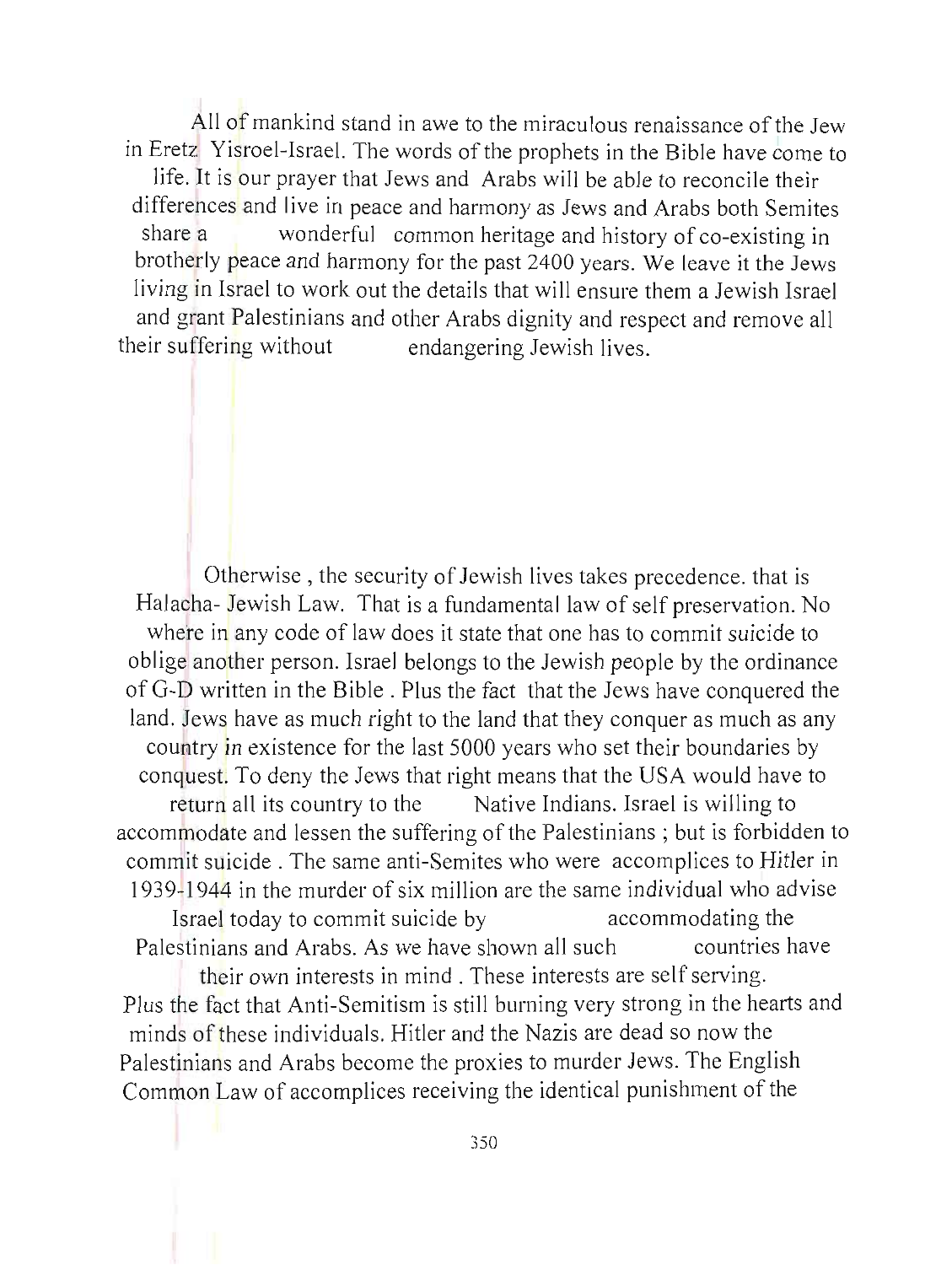All of mankind stand in awe to the miraculous renaissance of the Jew in Eretz Yisroel-Israel. The words of the prophets in the Bible have come to life. It is our prayer that Jews and Arabs will be able to reconcile their differences and live in peace and harmony as Jews and Arabs both Semites share a wonderful common heritage and history of co-existing in brotherly peace and harmony for the past 2400 years. We leave it the Jews living in Israel to work out the details that will ensure them a Jewish Israel and grant Palestinians and other Arabs dignity and respect and remove all their suffering without endangering Jewish lives.

Otherwise , the security of Jewish lives takes precedence. that is Halacha- Jewish Law. That is a fundamental law of self preservation. No where in any code of law does it state that one has to commit suicide to oblige another person. Israel belongs to the Jewish people by the ordinance of G-D written in the Bible . Plus the fact that the Jews have conquered the land. Jews have as much right to the land that they conquer as much as any country in existence for the last 5000 years who set their boundaries by conquest. To deny the Jews that right means that the USA would have to return all its country to the Native Indians. Israel is willing to accommodate and lessen the suffering of the Palestinians ; but is forbidden to commit suicide . The same anti-Semites who were accomplices to Hitler in 1939-1944 in the murder of six million are the same individual who advise Israel today to commit suicide by accommodating the Palestinians and Arabs. As we have shown all such countries have their own interests in mind . These interests are self serving. Plus the fact that Anti-Semitism is still burning very strong in the hearts and minds of these individuals. Hitler and the Nazis are dead so now the Palestinians and Arabs become the proxies to murder Jews. The English Common Law of accomplices receiving the identical punishment of the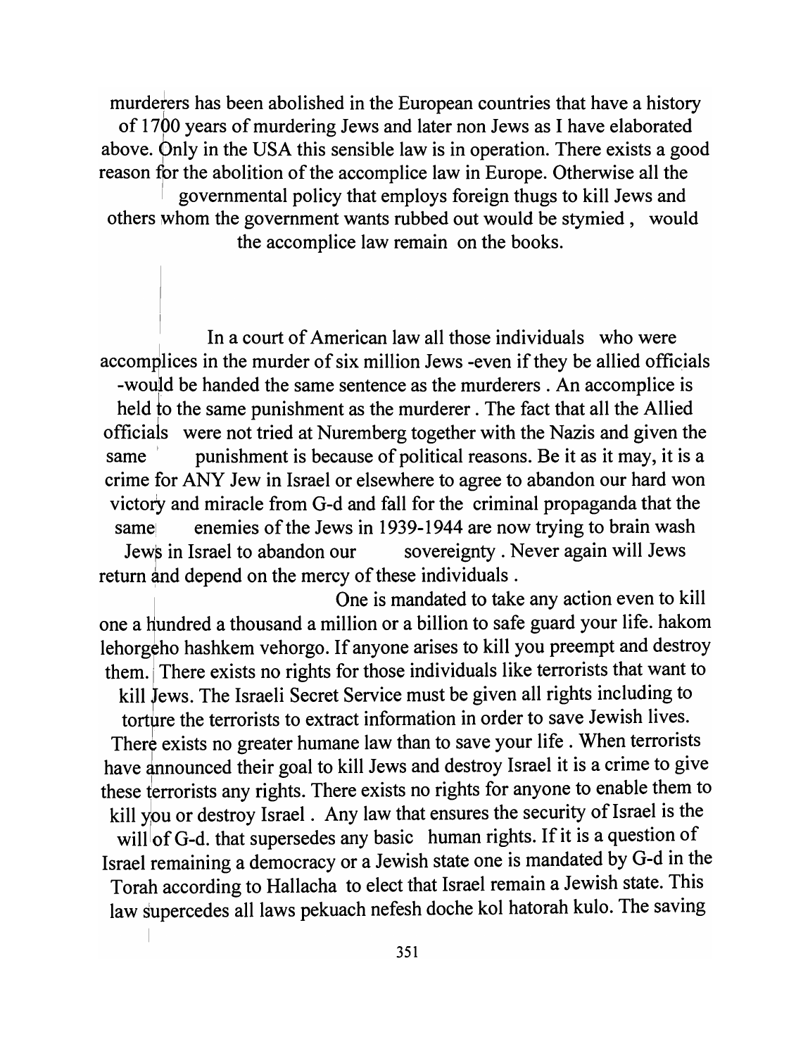murderers has been abolished in the European countries that have a history of 1700 years of murdering Jews and later non Jews as I have elaborated above. Only in the USA this sensible law is in operation. There exists a good reason for the abolition of the accomplice law in Europe. Otherwise all the governmental policy that employs foreign thugs to kill Jews and others whom the government wants rubbed out would be stymied , would the accomplice law remain on the books.

In a court of American law all those individuals who were accomplices in the murder of six million Jews -even if they be allied officials -would be handed the same sentence as the murderers . An accomplice is held to the same punishment as the murderer . The fact that all the Allied officials were not tried at Nuremberg together with the Nazis and given the same punishment is because of political reasons. Be it as it may, it is a crime for ANY Jew in Israel or elsewhere to agree to abandon our hard won victory and miracle from G-d and fall for the criminal propaganda that the same enemies of the Jews in 1939-1944 are now trying to brain wash Jews in Israel to abandon our sovereignty . Never again will Jews return and depend on the mercy of these individuals .

One is mandated to take any action even to kill one a hundred a thousand a million or a billion to safe guard your life. hakom lehorgeho hashkem vehorgo. If anyone arises to kill you preempt and destroy them. There exists no rights for those individuals like terrorists that want to kill Jews. The Israeli Secret Service must be given all rights including to torture the terrorists to extract information in order to save Jewish lives. There exists no greater humane law than to save your life . When terrorists have announced their goal to kill Jews and destroy Israel it is a crime to give these terrorists any rights. There exists no rights for anyone to enable them to kill you or destroy Israel . Any law that ensures the security of Israel is the will of G-d. that supersedes any basic human rights. If it is a question of Israel remaining a democracy or a Jewish state one is mandated by G-d in the Torah according to Hallacha to elect that Israel remain a Jewish state. This law supercedes all laws pekuach nefesh doche kol hatorah kulo. The saving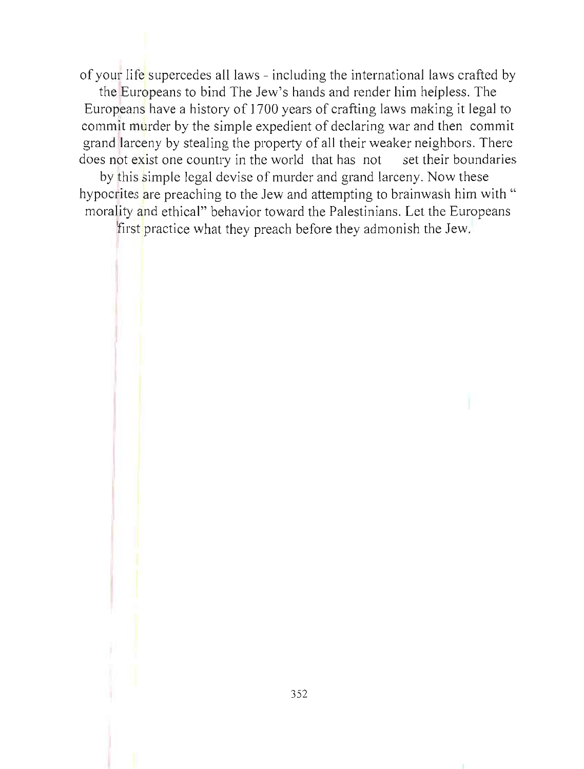of your life supercedes all laws - including the international laws crafted by the Europeans to bind The Jew's hands and render him helpless. The Europeans have a history of 1700 years of crafting laws making it legal to commit murder by the simple expedient of declaring war and then commit grand larceny by stealing the property of all their weaker neighbors. There does not exist one country in the world that has not set their boundaries by this simple legal devise of murder and grand larceny. Now these hypocrites are preaching to the Jew and attempting to brainwash him with " morality and ethical" behavior toward the Palestinians. Let the Europeans first practice what they preach before they admonish the Jew.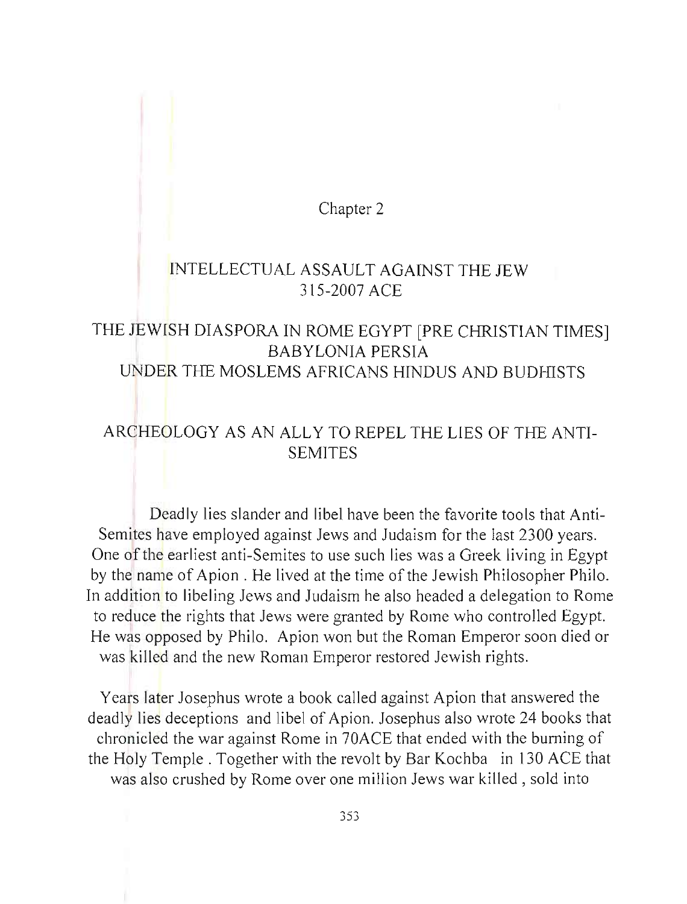Chapter 2

# INTELLECTUAL ASSAULT AGAINST THE JEW
# 315-2007 ACE

## THE JEWISH DIASPORA IN ROME EGYPT [PRE CHRISTIAN TIMES] BABYLONIA PERSIA UNDER THE MOSLEMS AFRICANS HINDUS AND BUDHISTS

## ARCHEOLOGY AS AN ALLY TO REPEL THE LIES OF THE ANTI-SEMITES

Deadly lies slander and libel have been the favorite tools that Anti-Semites have employed against Jews and Judaism for the last 2300 years. One of the earliest anti-Semites to use such lies was a Greek living in Egypt by the name of Apion . He lived at the time of the Jewish Philosopher Philo. In addition to libeling Jews and Judaism he also headed a delegation to Rome to reduce the rights that Jews were granted by Rome who controlled Egypt. He was opposed by Philo. Apion won but the Roman Emperor soon died or was killed and the new Roman Emperor restored Jewish rights.

Years later Josephus wrote a book called against Apion that answered the deadly lies deceptions and libel of Apion. Josephus also wrote 24 books that chronicled the war against Rome in 70ACE that ended with the burning of the Holy Temple . Together with the revolt by Bar Kochba in 130 ACE that was also crushed by Rome over one million Jews war killed , sold into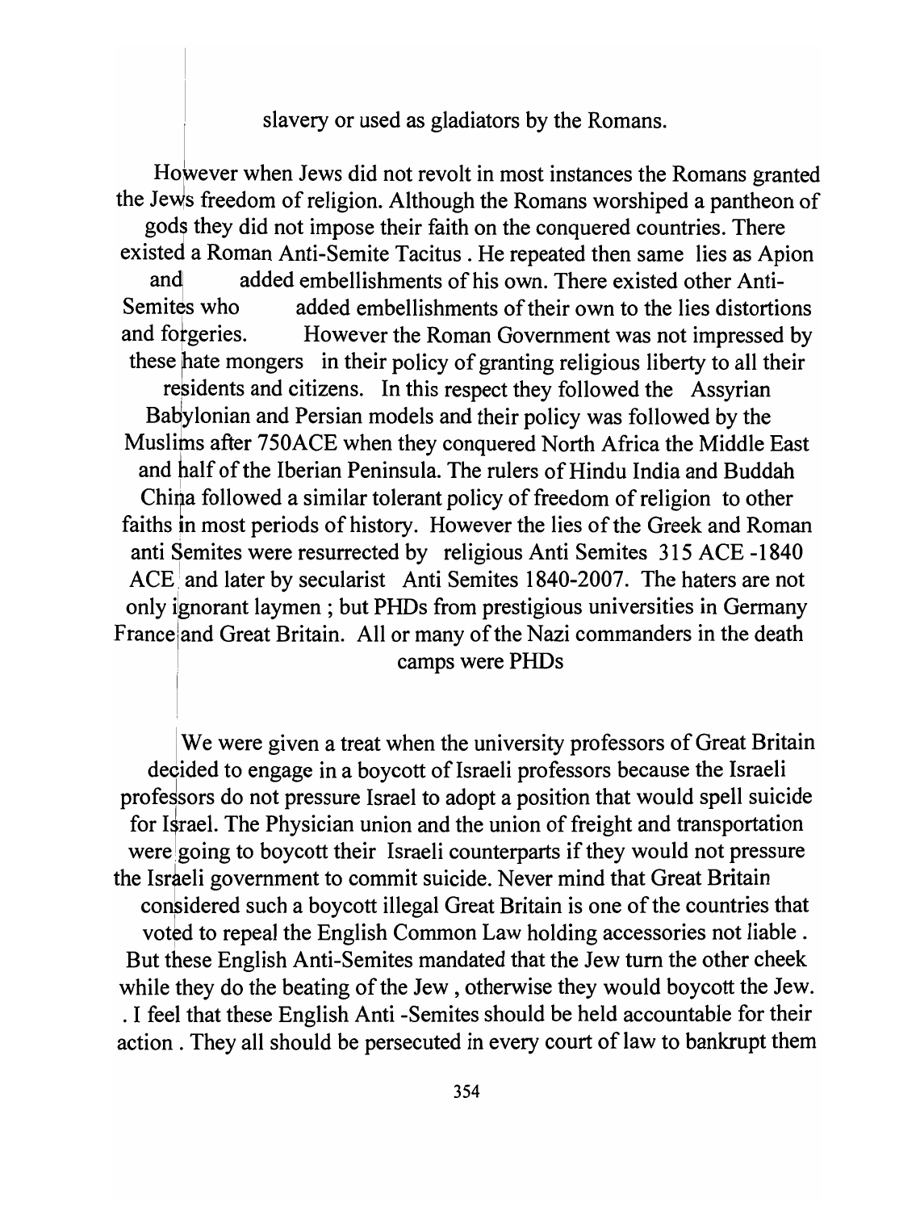slavery or used as gladiators by the Romans.

However when Jews did not revolt in most instances the Romans granted the Jews freedom of religion. Although the Romans worshiped a pantheon of gods they did not impose their faith on the conquered countries. There existed a Roman Anti-Semite Tacitus . He repeated then same lies as Apion and added embellishments of his own. There existed other Anti-Semites who added embellishments of their own to the lies distortions and forgeries. However the Roman Government was not impressed by these hate mongers in their policy of granting religious liberty to all their residents and citizens. In this respect they followed the Assyrian Babylonian and Persian models and their policy was followed by the Muslims after 750ACE when they conquered North Africa the Middle East and half of the Iberian Peninsula. The rulers of Hindu India and Buddah China followed a similar tolerant policy of freedom of religion to other faiths in most periods of history. However the lies of the Greek and Roman anti Semites were resurrected by religious Anti Semites 315 ACE -1840 ACE and later by secularist Anti Semites 1840-2007. The haters are not only ignorant laymen ; but PHDs from prestigious universities in Germany France and Great Britain. All or many of the Nazi commanders in the death camps were PHDs

We were given a treat when the university professors of Great Britain decided to engage in a boycott of Israeli professors because the Israeli professors do not pressure Israel to adopt a position that would spell suicide for Israel. The Physician union and the union of freight and transportation were going to boycott their Israeli counterparts if they would not pressure the Israeli government to commit suicide. Never mind that Great Britain considered such a boycott illegal Great Britain is one of the countries that voted to repeal the English Common Law holding accessories not liable . But these English Anti-Semites mandated that the Jew turn the other cheek while they do the beating of the Jew , otherwise they would boycott the Jew. . I feel that these English Anti -Semites should be held accountable for their action . They all should be persecuted in every court of law to bankrupt them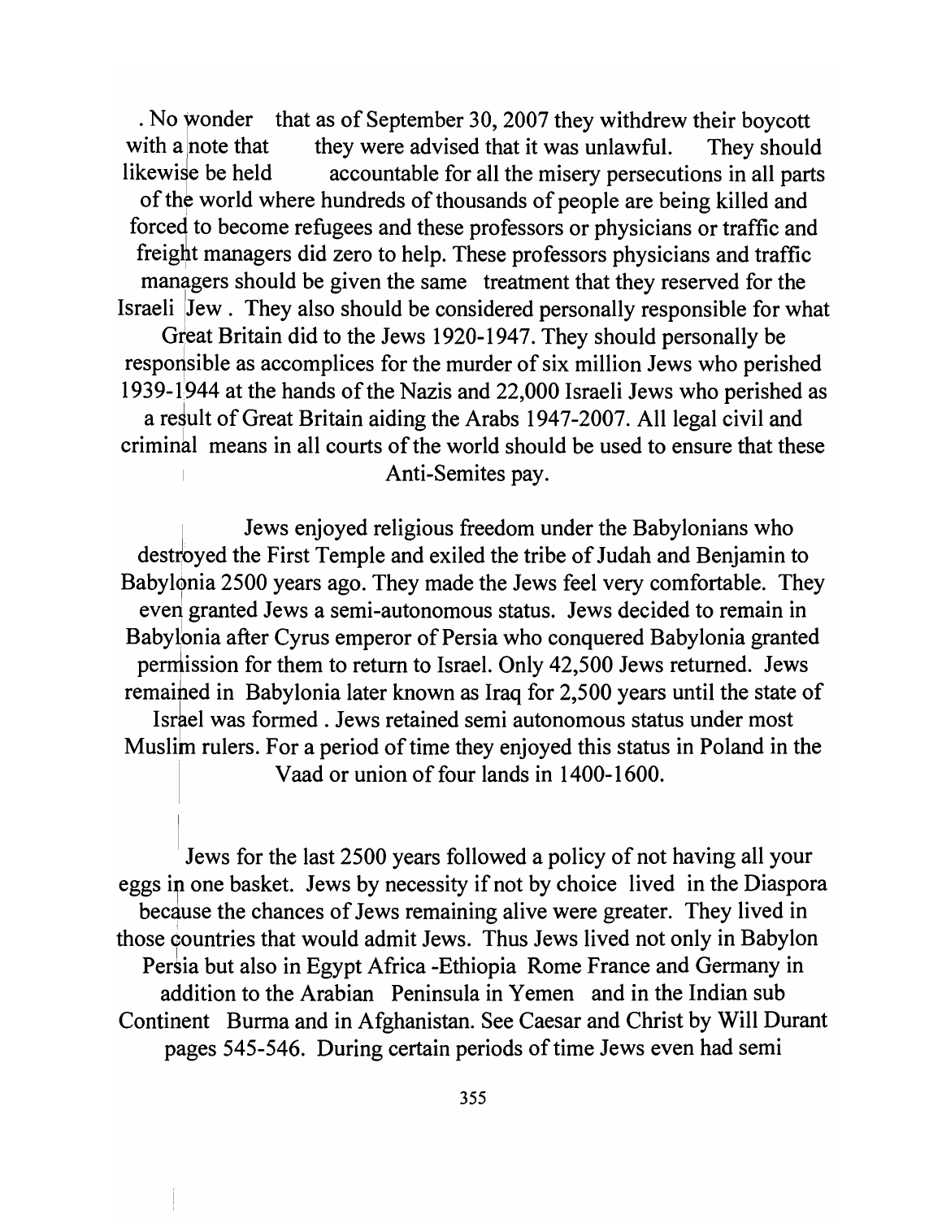. No wonder that as of September 30, 2007 they withdrew their boycott with a note that they were advised that it was unlawful. They should likewise be held accountable for all the misery persecutions in all parts of the world where hundreds of thousands of people are being killed and forced to become refugees and these professors or physicians or traffic and freight managers did zero to help. These professors physicians and traffic managers should be given the same treatment that they reserved for the Israeli Jew . They also should be considered personally responsible for what Great Britain did to the Jews 1920-1947. They should personally be responsible as accomplices for the murder of six million Jews who perished 1939-1944 at the hands of the Nazis and 22,000 Israeli Jews who perished as a result of Great Britain aiding the Arabs 1947-2007. All legal civil and criminal means in all courts of the world should be used to ensure that these Anti-Semites pay.

Jews enjoyed religious freedom under the Babylonians who destroyed the First Temple and exiled the tribe of Judah and Benjamin to Babylonia 2500 years ago. They made the Jews feel very comfortable. They even granted Jews a semi-autonomous status. Jews decided to remain in Babylonia after Cyrus emperor of Persia who conquered Babylonia granted permission for them to return to Israel. Only 42,500 Jews returned. Jews remained in Babylonia later known as Iraq for 2,500 years until the state of Israel was formed . Jews retained semi autonomous status under most Muslim rulers. For a period of time they enjoyed this status in Poland in the Vaad or union of four lands in 1400-1600.

Jews for the last 2500 years followed a policy of not having all your eggs in one basket. Jews by necessity if not by choice lived in the Diaspora because the chances of Jews remaining alive were greater. They lived in those countries that would admit Jews. Thus Jews lived not only in Babylon Persia but also in Egypt Africa -Ethiopia Rome France and Germany in addition to the Arabian Peninsula in Yemen and in the Indian sub Continent Burma and in Afghanistan. See Caesar and Christ by Will Durant pages 545-546. During certain periods of time Jews even had semi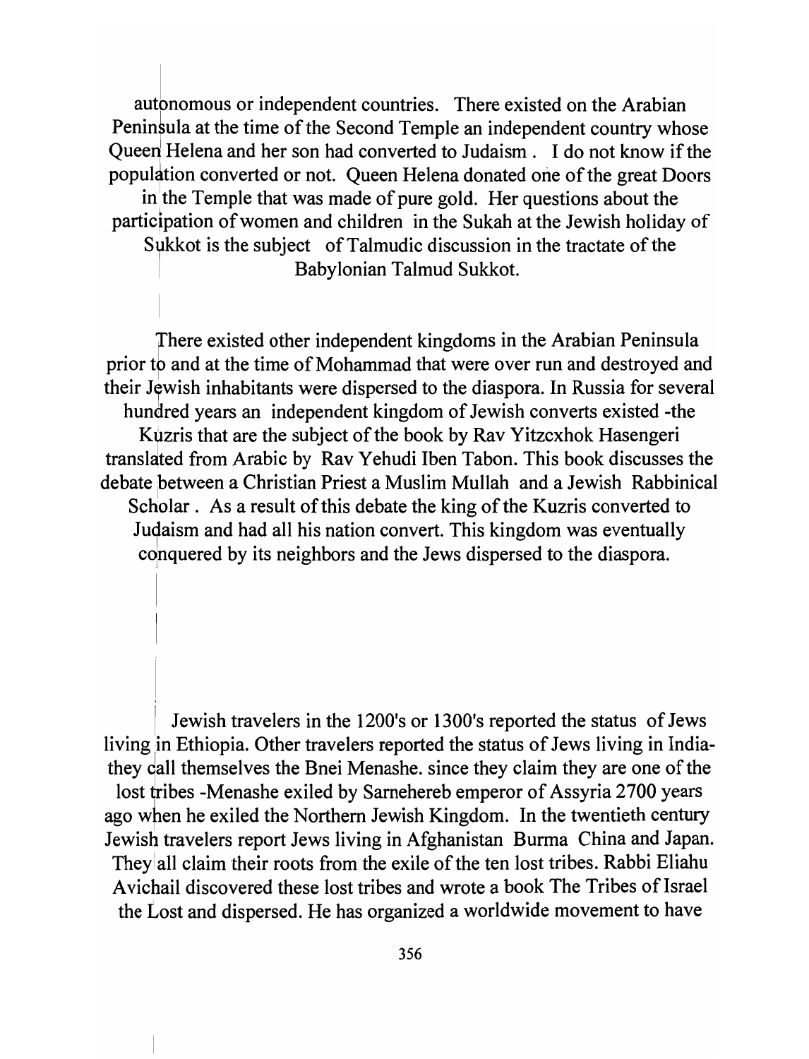autonomous or independent countries. There existed on the Arabian Peninsula at the time of the Second Temple an independent country whose Queen Helena and her son had converted to Judaism . I do not know if the population converted or not. Queen Helena donated one of the great Doors in the Temple that was made of pure gold. Her questions about the participation of women and children in the Sukah at the Jewish holiday of Sukkot is the subject of Talmudic discussion in the tractate of the Babylonian Talmud Sukkot.

There existed other independent kingdoms in the Arabian Peninsula prior to and at the time of Mohammad that were over run and destroyed and their Jewish inhabitants were dispersed to the diaspora. In Russia for several hundred years an independent kingdom of Jewish converts existed -the Kuzris that are the subject of the book by Rav Yitzcxhok Hasengeri translated from Arabic by Rav Yehudi Iben Tabon. This book discusses the debate between a Christian Priest a Muslim Mullah and a Jewish Rabbinical Scholar . As a result of this debate the king of the Kuzris converted to Judaism and had all his nation convert. This kingdom was eventually conquered by its neighbors and the Jews dispersed to the diaspora.

Jewish travelers in the 1200's or 1300's reported the status of Jews living in Ethiopia. Other travelers reported the status of Jews living in India- they call themselves the Bnei Menashe. since they claim they are one of the lost tribes -Menashe exiled by Sarnehereb emperor of Assyria 2700 years ago when he exiled the Northern Jewish Kingdom. In the twentieth century Jewish travelers report Jews living in Afghanistan Burma China and Japan. They all claim their roots from the exile of the ten lost tribes. Rabbi Eliahu Avichail discovered these lost tribes and wrote a book The Tribes of Israel the Lost and dispersed. He has organized a worldwide movement to have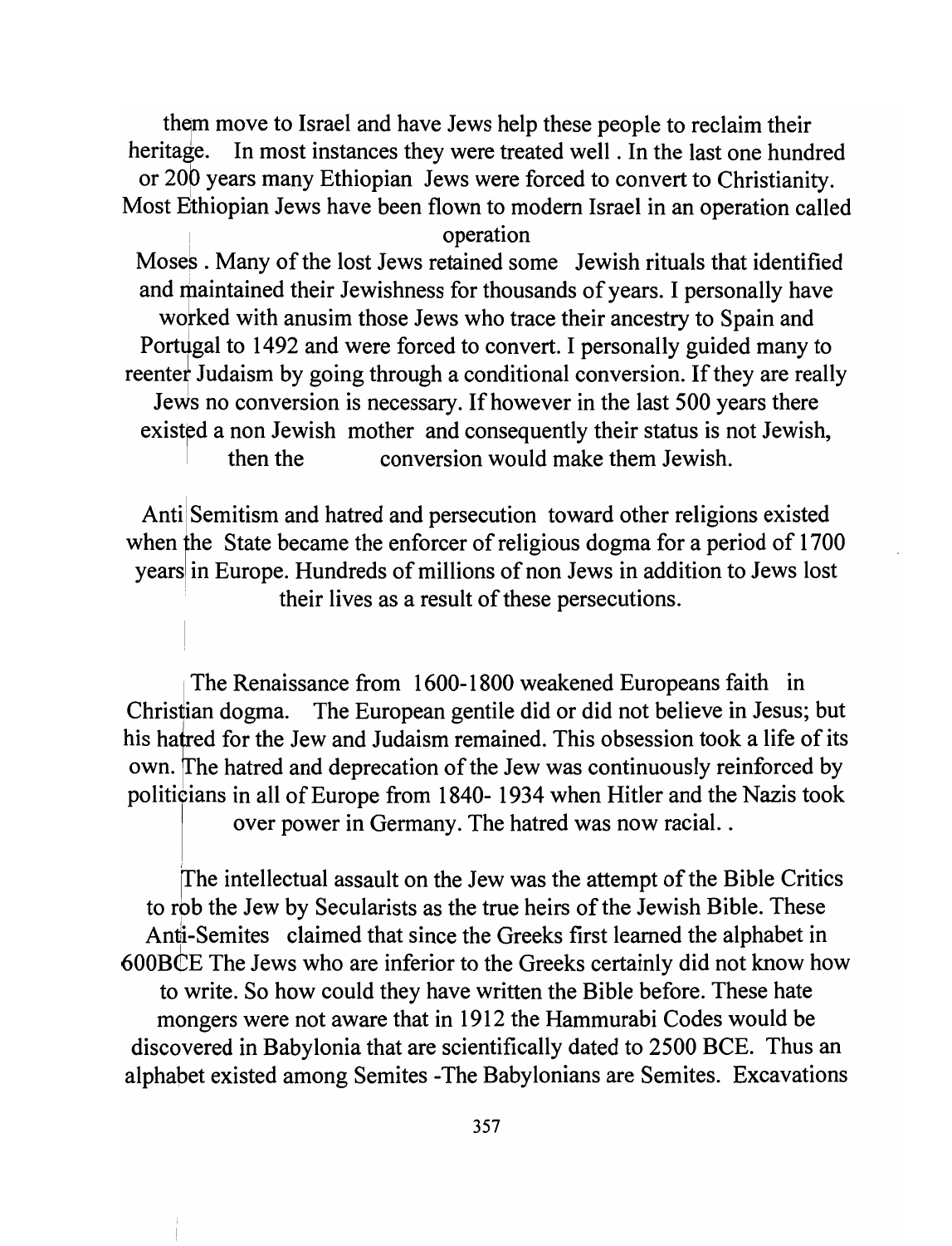them move to Israel and have Jews help these people to reclaim their heritage. In most instances they were treated well . In the last one hundred or 200 years many Ethiopian Jews were forced to convert to Christianity. Most Ethiopian Jews have been flown to modern Israel in an operation called operation Moses . Many of the lost Jews retained some Jewish rituals that identified and maintained their Jewishness for thousands of years. I personally have worked with anusim those Jews who trace their ancestry to Spain and Portugal to 1492 and were forced to convert. I personally guided many to reenter Judaism by going through a conditional conversion. If they are really Jews no conversion is necessary. If however in the last 500 years there existed a non Jewish mother and consequently their status is not Jewish, then the conversion would make them Jewish.

Anti Semitism and hatred and persecution toward other religions existed when the State became the enforcer of religious dogma for a period of 1700 years in Europe. Hundreds of millions of non Jews in addition to Jews lost their lives as a result of these persecutions.

The Renaissance from 1600-1800 weakened Europeans faith in Christian dogma. The European gentile did or did not believe in Jesus; but his hatred for the Jew and Judaism remained. This obsession took a life of its own. The hatred and deprecation of the Jew was continuously reinforced by politicians in all of Europe from 1840- 1934 when Hitler and the Nazis took over power in Germany. The hatred was now racial. .

The intellectual assault on the Jew was the attempt of the Bible Critics to rob the Jew by Secularists as the true heirs of the Jewish Bible. These Anti-Semites claimed that since the Greeks first learned the alphabet in 600BCE The Jews who are inferior to the Greeks certainly did not know how to write. So how could they have written the Bible before. These hate mongers were not aware that in 1912 the Hammurabi Codes would be discovered in Babylonia that are scientifically dated to 2500 BCE. Thus an alphabet existed among Semites -The Babylonians are Semites. Excavations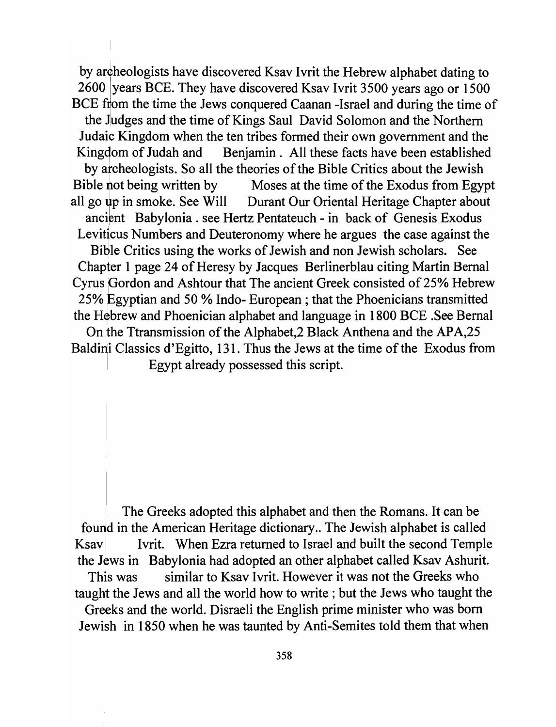by archeologists have discovered Ksav Ivrit the Hebrew alphabet dating to 2600 years BCE. They have discovered Ksav Ivrit 3500 years ago or 1500 BCE from the time the Jews conquered Caanan -Israel and during the time of the Judges and the time of Kings Saul David Solomon and the Northern Judaic Kingdom when the ten tribes formed their own government and the Kingdom of Judah and Benjamin . All these facts have been established by archeologists. So all the theories of the Bible Critics about the Jewish Bible not being written by Moses at the time of the Exodus from Egypt all go up in smoke. See Will Durant Our Oriental Heritage Chapter about ancient Babylonia . see Hertz Pentateuch - in back of Genesis Exodus Leviticus Numbers and Deuteronomy where he argues the case against the Bible Critics using the works of Jewish and non Jewish scholars. See Chapter 1 page 24 of Heresy by Jacques Berlinerblau citing Martin Bernal Cyrus Gordon and Ashtour that The ancient Greek consisted of 25% Hebrew 25% Egyptian and 50 % Indo- European ; that the Phoenicians transmitted the Hebrew and Phoenician alphabet and language in 1800 BCE .See Bernal On the Ttransmission of the Alphabet,2 Black Anthena and the APA,25 Baldini Classics d'Egitto, 131. Thus the Jews at the time of the Exodus from Egypt already possessed this script.

The Greeks adopted this alphabet and then the Romans. It can be found in the American Heritage dictionary.. The Jewish alphabet is called Ksav Ivrit. When Ezra returned to Israel and built the second Temple the Jews in Babylonia had adopted an other alphabet called Ksav Ashurit. This was similar to Ksav Ivrit. However it was not the Greeks who taught the Jews and all the world how to write ; but the Jews who taught the Greeks and the world. Disraeli the English prime minister who was born Jewish in 1850 when he was taunted by Anti-Semites told them that when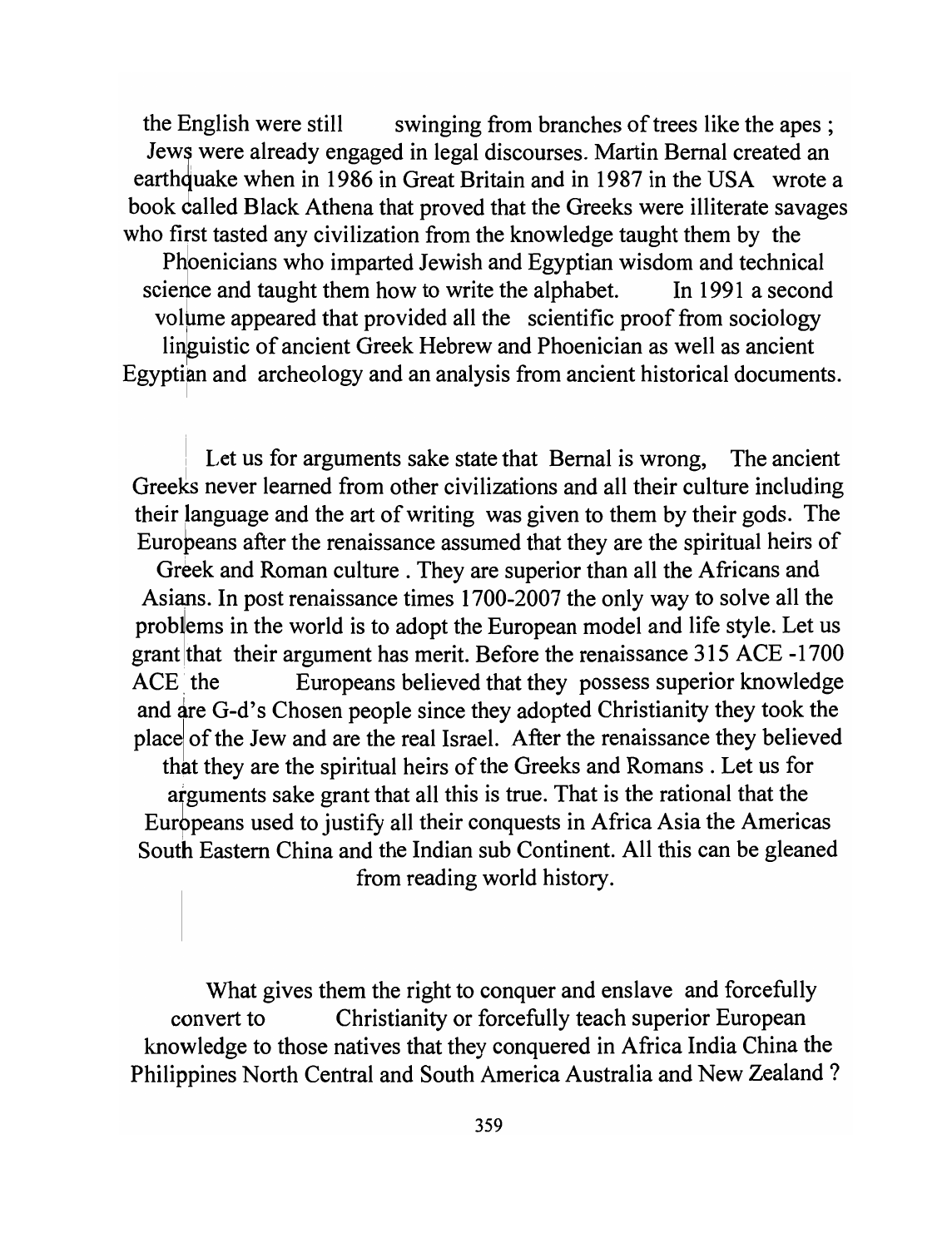the English were still swinging from branches of trees like the apes ; Jews were already engaged in legal discourses. Martin Bernal created an earthquake when in 1986 in Great Britain and in 1987 in the USA wrote a book called Black Athena that proved that the Greeks were illiterate savages who first tasted any civilization from the knowledge taught them by the Phoenicians who imparted Jewish and Egyptian wisdom and technical science and taught them how to write the alphabet. In 1991 a second volume appeared that provided all the scientific proof from sociology linguistic of ancient Greek Hebrew and Phoenician as well as ancient Egyptian and archeology and an analysis from ancient historical documents.

Let us for arguments sake state that Bernal is wrong, The ancient Greeks never learned from other civilizations and all their culture including their language and the art of writing was given to them by their gods. The Europeans after the renaissance assumed that they are the spiritual heirs of Greek and Roman culture . They are superior than all the Africans and Asians. In post renaissance times 1700-2007 the only way to solve all the problems in the world is to adopt the European model and life style. Let us grant that their argument has merit. Before the renaissance 315 ACE -1700 ACE the Europeans believed that they possess superior knowledge and are G-d's Chosen people since they adopted Christianity they took the place of the Jew and are the real Israel. After the renaissance they believed that they are the spiritual heirs of the Greeks and Romans . Let us for arguments sake grant that all this is true. That is the rational that the Europeans used to justify all their conquests in Africa Asia the Americas South Eastern China and the Indian sub Continent. All this can be gleaned from reading world history.

What gives them the right to conquer and enslave and forcefully convert to Christianity or forcefully teach superior European knowledge to those natives that they conquered in Africa India China the Philippines North Central and South America Australia and New Zealand ?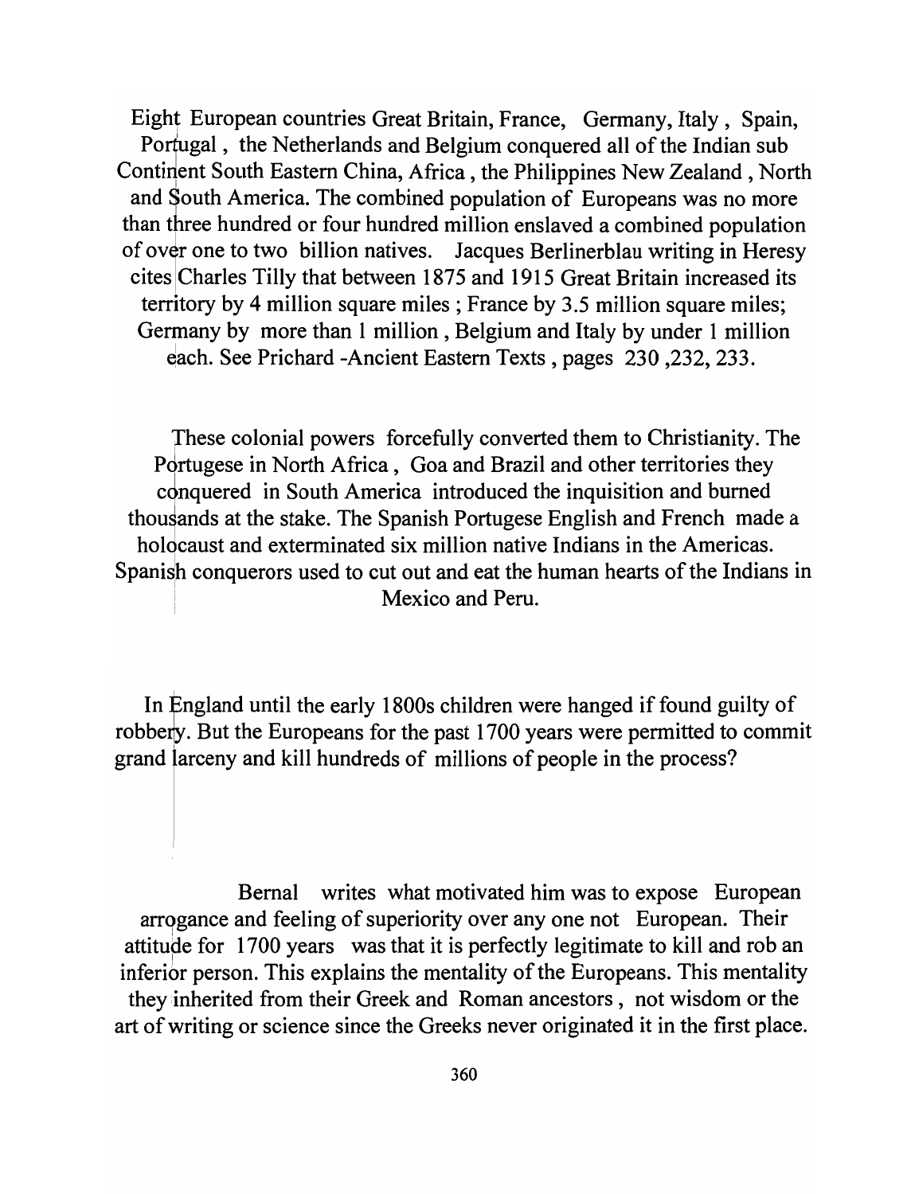Eight European countries Great Britain, France, Germany, Italy , Spain, Portugal , the Netherlands and Belgium conquered all of the Indian sub Continent South Eastern China, Africa , the Philippines New Zealand , North and South America. The combined population of Europeans was no more than three hundred or four hundred million enslaved a combined population of over one to two billion natives. Jacques Berlinerblau writing in Heresy cites Charles Tilly that between 1875 and 1915 Great Britain increased its territory by 4 million square miles ; France by 3.5 million square miles; Germany by more than 1 million , Belgium and Italy by under 1 million each. See Prichard -Ancient Eastern Texts , pages 230 ,232, 233.

These colonial powers forcefully converted them to Christianity. The Portugese in North Africa , Goa and Brazil and other territories they conquered in South America introduced the inquisition and burned thousands at the stake. The Spanish Portugese English and French made a holocaust and exterminated six million native Indians in the Americas. Spanish conquerors used to cut out and eat the human hearts of the Indians in Mexico and Peru.

In England until the early 1800s children were hanged if found guilty of robbery. But the Europeans for the past 1700 years were permitted to commit grand larceny and kill hundreds of millions of people in the process?

Bernal writes what motivated him was to expose European arrogance and feeling of superiority over any one not European. Their attitude for 1700 years was that it is perfectly legitimate to kill and rob an inferior person. This explains the mentality of the Europeans. This mentality they inherited from their Greek and Roman ancestors , not wisdom or the art of writing or science since the Greeks never originated it in the first place.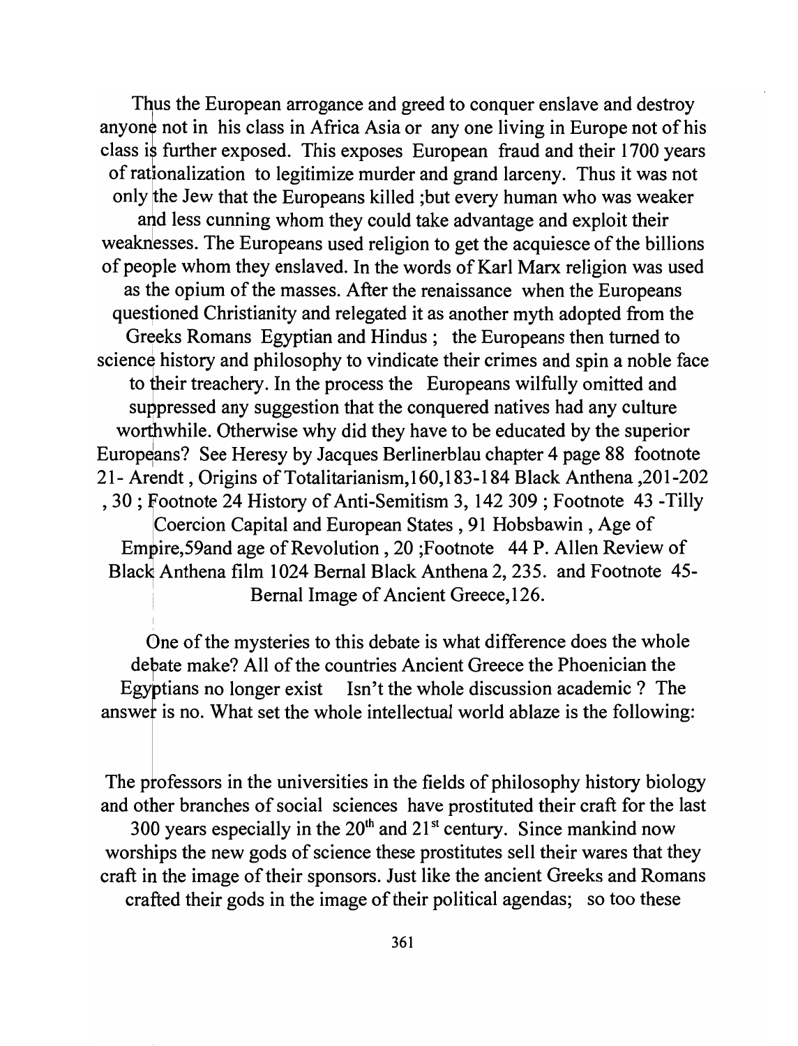Thus the European arrogance and greed to conquer enslave and destroy anyone not in his class in Africa Asia or any one living in Europe not of his class is further exposed. This exposes European fraud and their 1700 years of rationalization to legitimize murder and grand larceny. Thus it was not only the Jew that the Europeans killed ;but every human who was weaker and less cunning whom they could take advantage and exploit their weaknesses. The Europeans used religion to get the acquiesce of the billions of people whom they enslaved. In the words of Karl Marx religion was used as the opium of the masses. After the renaissance when the Europeans questioned Christianity and relegated it as another myth adopted from the Greeks Romans Egyptian and Hindus ; the Europeans then turned to science history and philosophy to vindicate their crimes and spin a noble face to their treachery. In the process the Europeans wilfully omitted and suppressed any suggestion that the conquered natives had any culture worthwhile. Otherwise why did they have to be educated by the superior Europeans? See Heresy by Jacques Berlinerblau chapter 4 page 88 footnote 21- Arendt , Origins of Totalitarianism,160,183-184 Black Anthena ,201-202 , 30 ; Footnote 24 History of Anti-Semitism 3, 142 309 ; Footnote 43 -Tilly Coercion Capital and European States , 91 Hobsbawin , Age of Empire,59and age of Revolution , 20 ;Footnote 44 P. Allen Review of Black Anthena film 1024 Bernal Black Anthena 2, 235. and Footnote 45- Bernal Image of Ancient Greece,126.

One of the mysteries to this debate is what difference does the whole debate make? All of the countries Ancient Greece the Phoenician the Egyptians no longer exist Isn't the whole discussion academic ? The answer is no. What set the whole intellectual world ablaze is the following:

The professors in the universities in the fields of philosophy history biology and other branches of social sciences have prostituted their craft for the last 300 years especially in the 20th and 21st century. Since mankind now worships the new gods of science these prostitutes sell their wares that they craft in the image of their sponsors. Just like the ancient Greeks and Romans crafted their gods in the image of their political agendas; so too these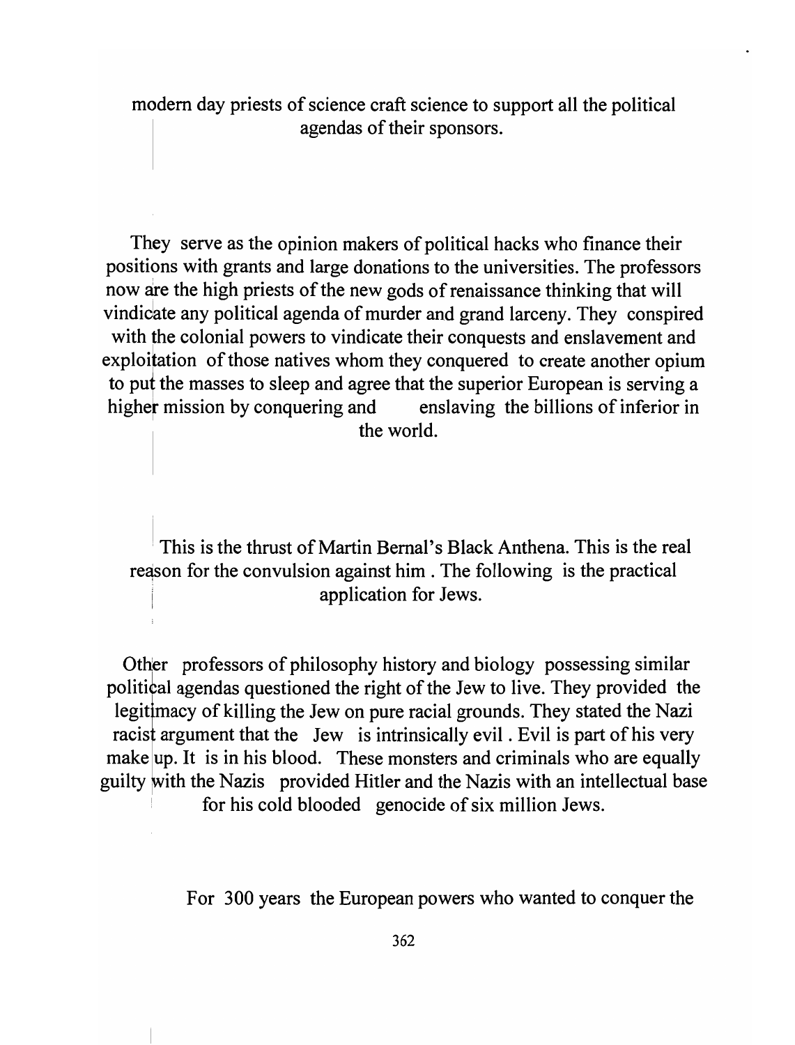modern day priests of science craft science to support all the political agendas of their sponsors.

They serve as the opinion makers of political hacks who finance their positions with grants and large donations to the universities. The professors now are the high priests of the new gods of renaissance thinking that will vindicate any political agenda of murder and grand larceny. They conspired with the colonial powers to vindicate their conquests and enslavement and exploitation of those natives whom they conquered to create another opium to put the masses to sleep and agree that the superior European is serving a higher mission by conquering and enslaving the billions of inferior in the world.

This is the thrust of Martin Bernal's Black Anthena. This is the real reason for the convulsion against him . The following is the practical application for Jews.

Other professors of philosophy history and biology possessing similar political agendas questioned the right of the Jew to live. They provided the legitimacy of killing the Jew on pure racial grounds. They stated the Nazi racist argument that the Jew is intrinsically evil . Evil is part of his very make up. It is in his blood. These monsters and criminals who are equally guilty with the Nazis provided Hitler and the Nazis with an intellectual base for his cold blooded genocide of six million Jews.

For 300 years the European powers who wanted to conquer the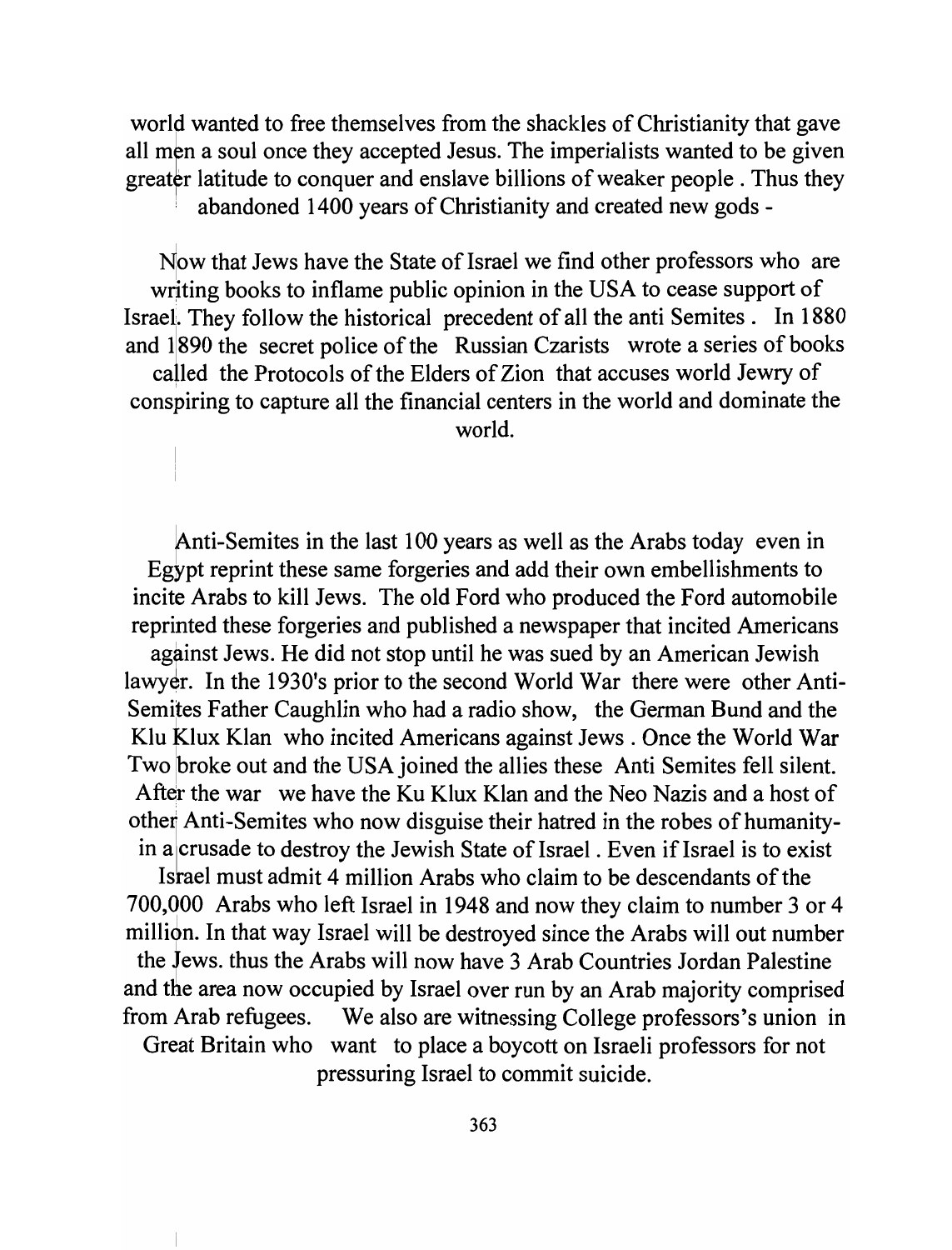world wanted to free themselves from the shackles of Christianity that gave all men a soul once they accepted Jesus. The imperialists wanted to be given greater latitude to conquer and enslave billions of weaker people . Thus they abandoned 1400 years of Christianity and created new gods -

Now that Jews have the State of Israel we find other professors who are writing books to inflame public opinion in the USA to cease support of Israel. They follow the historical precedent of all the anti Semites . In 1880 and 1890 the secret police of the Russian Czarists wrote a series of books called the Protocols of the Elders of Zion that accuses world Jewry of conspiring to capture all the financial centers in the world and dominate the world.

Anti-Semites in the last 100 years as well as the Arabs today even in Egypt reprint these same forgeries and add their own embellishments to incite Arabs to kill Jews. The old Ford who produced the Ford automobile reprinted these forgeries and published a newspaper that incited Americans against Jews. He did not stop until he was sued by an American Jewish lawyer. In the 1930's prior to the second World War there were other Anti-Semites Father Caughlin who had a radio show, the German Bund and the Klu Klux Klan who incited Americans against Jews . Once the World War Two broke out and the USA joined the allies these Anti Semites fell silent. After the war we have the Ku Klux Klan and the Neo Nazis and a host of other Anti-Semites who now disguise their hatred in the robes of humanity- in a crusade to destroy the Jewish State of Israel . Even if Israel is to exist Israel must admit 4 million Arabs who claim to be descendants of the 700,000 Arabs who left Israel in 1948 and now they claim to number 3 or 4 million. In that way Israel will be destroyed since the Arabs will out number the Jews. thus the Arabs will now have 3 Arab Countries Jordan Palestine and the area now occupied by Israel over run by an Arab majority comprised from Arab refugees. We also are witnessing College professors's union in Great Britain who want to place a boycott on Israeli professors for not pressuring Israel to commit suicide.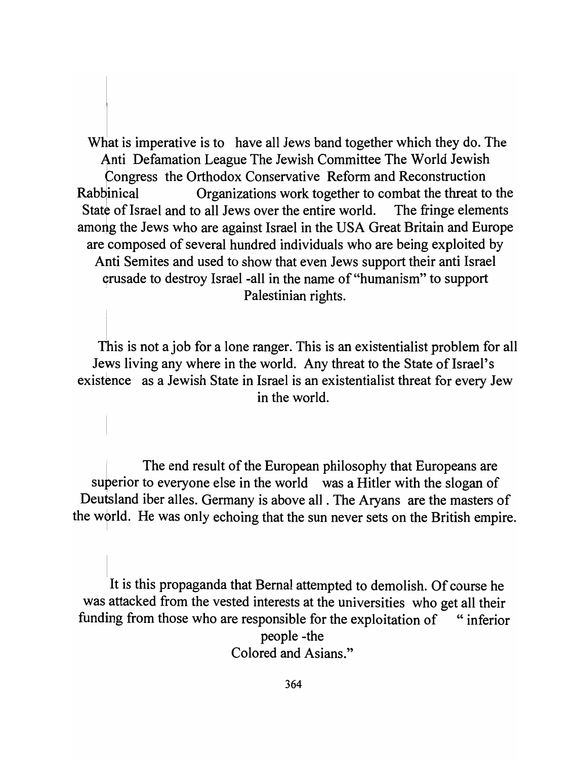What is imperative is to have all Jews band together which they do. The Anti Defamation League The Jewish Committee The World Jewish Congress the Orthodox Conservative Reform and Reconstruction Rabbinical Organizations work together to combat the threat to the State of Israel and to all Jews over the entire world. The fringe elements among the Jews who are against Israel in the USA Great Britain and Europe are composed of several hundred individuals who are being exploited by Anti Semites and used to show that even Jews support their anti Israel crusade to destroy Israel -all in the name of "humanism" to support Palestinian rights.

This is not a job for a lone ranger. This is an existentialist problem for all Jews living any where in the world. Any threat to the State of Israel's existence as a Jewish State in Israel is an existentialist threat for every Jew in the world.

The end result of the European philosophy that Europeans are superior to everyone else in the world was a Hitler with the slogan of Deutsland iber alles. Germany is above all . The Aryans are the masters of the world. He was only echoing that the sun never sets on the British empire.

It is this propaganda that Bernal attempted to demolish. Of course he was attacked from the vested interests at the universities who get all their funding from those who are responsible for the exploitation of " inferior people -the Colored and Asians."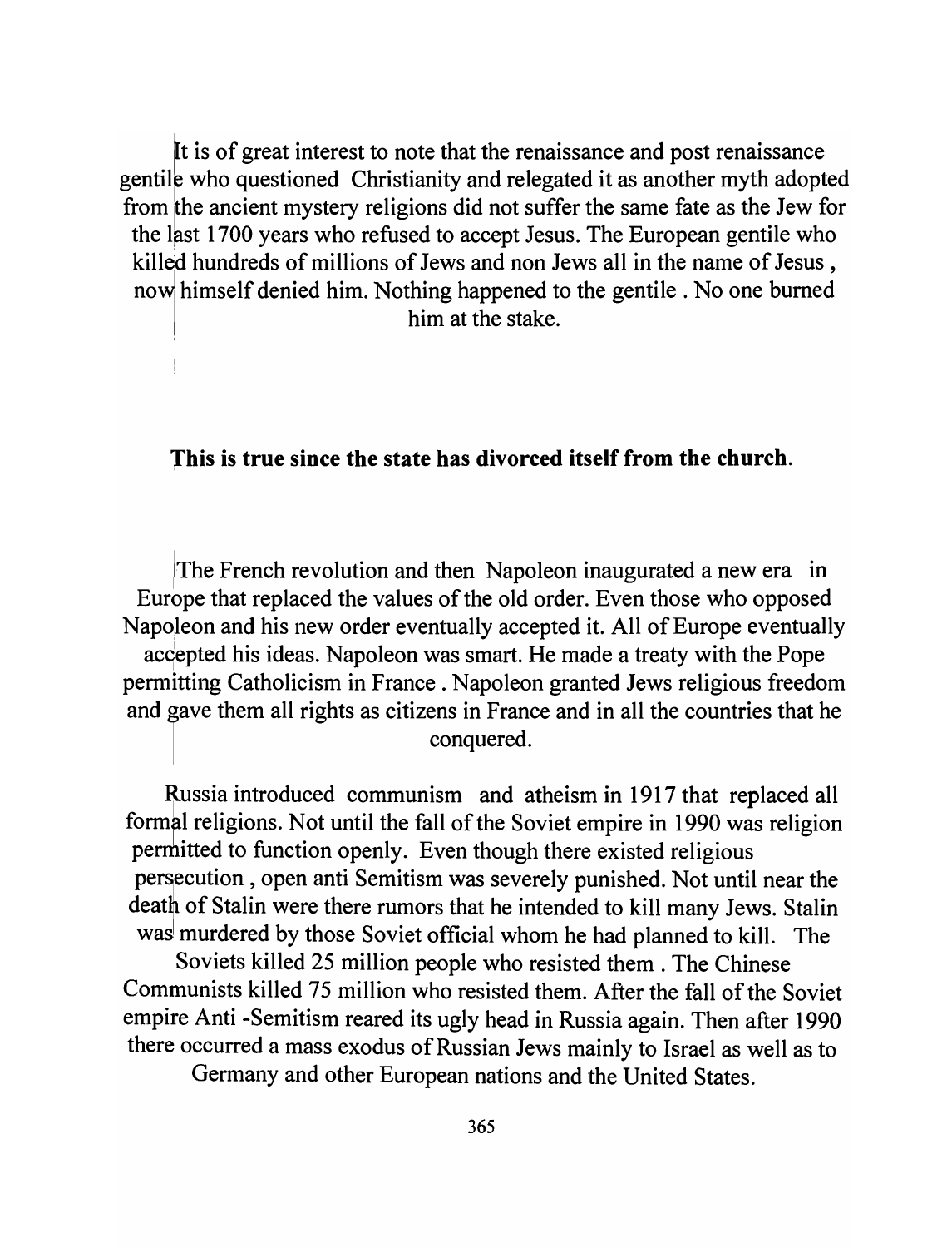It is of great interest to note that the renaissance and post renaissance gentile who questioned Christianity and relegated it as another myth adopted from the ancient mystery religions did not suffer the same fate as the Jew for the last 1700 years who refused to accept Jesus. The European gentile who killed hundreds of millions of Jews and non Jews all in the name of Jesus , now himself denied him. Nothing happened to the gentile . No one burned him at the stake.

**This is true since the state has divorced itself from the church.**

The French revolution and then Napoleon inaugurated a new era in Europe that replaced the values of the old order. Even those who opposed Napoleon and his new order eventually accepted it. All of Europe eventually accepted his ideas. Napoleon was smart. He made a treaty with the Pope permitting Catholicism in France . Napoleon granted Jews religious freedom and gave them all rights as citizens in France and in all the countries that he conquered.

Russia introduced communism and atheism in 1917 that replaced all formal religions. Not until the fall of the Soviet empire in 1990 was religion permitted to function openly. Even though there existed religious persecution , open anti Semitism was severely punished. Not until near the death of Stalin were there rumors that he intended to kill many Jews. Stalin was murdered by those Soviet official whom he had planned to kill. The Soviets killed 25 million people who resisted them . The Chinese Communists killed 75 million who resisted them. After the fall of the Soviet empire Anti -Semitism reared its ugly head in Russia again. Then after 1990 there occurred a mass exodus of Russian Jews mainly to Israel as well as to Germany and other European nations and the United States.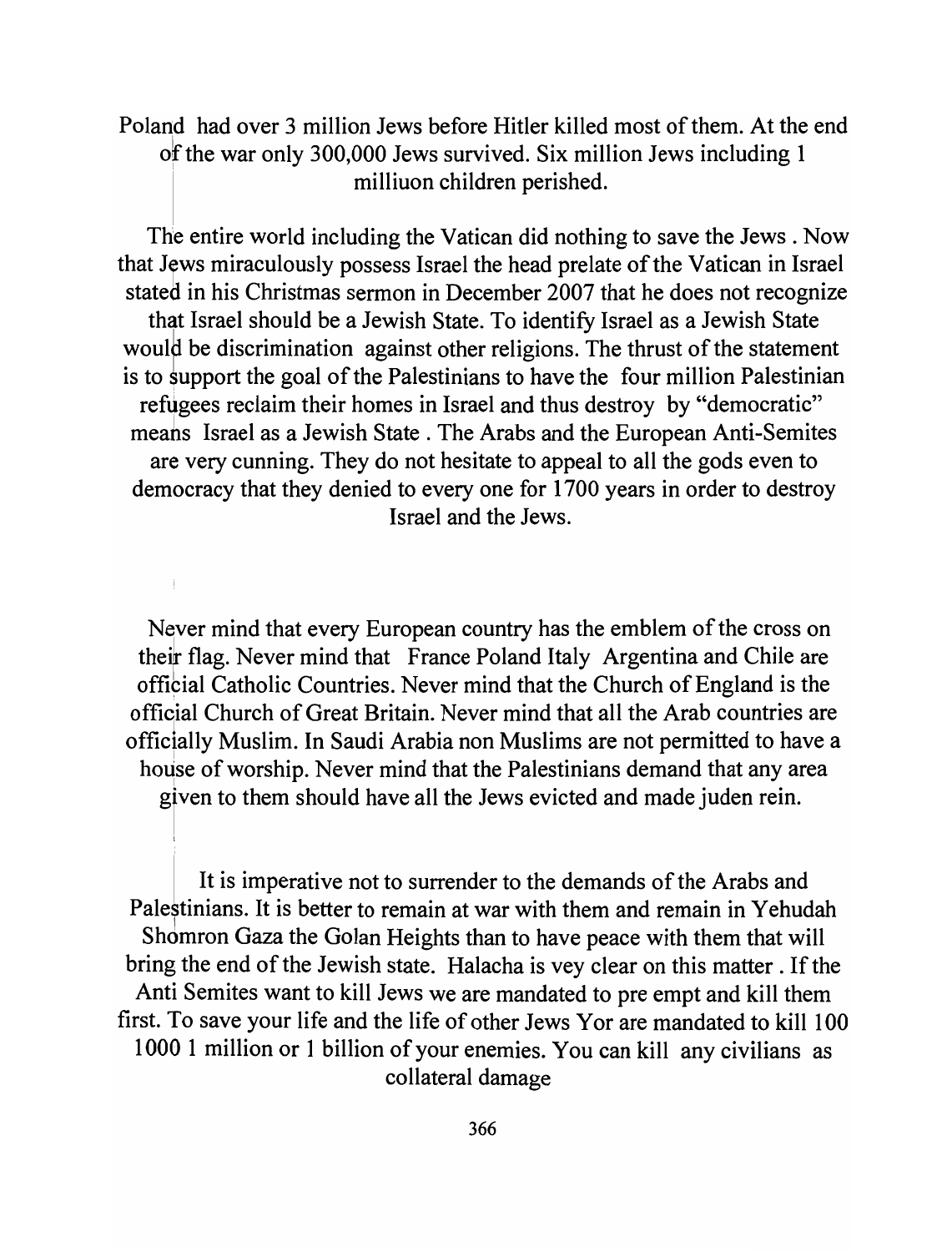Poland had over 3 million Jews before Hitler killed most of them. At the end of the war only 300,000 Jews survived. Six million Jews including 1 milliuon children perished.

The entire world including the Vatican did nothing to save the Jews . Now that Jews miraculously possess Israel the head prelate of the Vatican in Israel stated in his Christmas sermon in December 2007 that he does not recognize that Israel should be a Jewish State. To identify Israel as a Jewish State would be discrimination against other religions. The thrust of the statement is to support the goal of the Palestinians to have the four million Palestinian refugees reclaim their homes in Israel and thus destroy by "democratic" means Israel as a Jewish State . The Arabs and the European Anti-Semites are very cunning. They do not hesitate to appeal to all the gods even to democracy that they denied to every one for 1700 years in order to destroy Israel and the Jews.

Never mind that every European country has the emblem of the cross on their flag. Never mind that France Poland Italy Argentina and Chile are official Catholic Countries. Never mind that the Church of England is the official Church of Great Britain. Never mind that all the Arab countries are officially Muslim. In Saudi Arabia non Muslims are not permitted to have a house of worship. Never mind that the Palestinians demand that any area given to them should have all the Jews evicted and made juden rein.

It is imperative not to surrender to the demands of the Arabs and Palestinians. It is better to remain at war with them and remain in Yehudah Shomron Gaza the Golan Heights than to have peace with them that will bring the end of the Jewish state. Halacha is vey clear on this matter . If the Anti Semites want to kill Jews we are mandated to pre empt and kill them first. To save your life and the life of other Jews Yor are mandated to kill 100 1000 1 million or 1 billion of your enemies. You can kill any civilians as collateral damage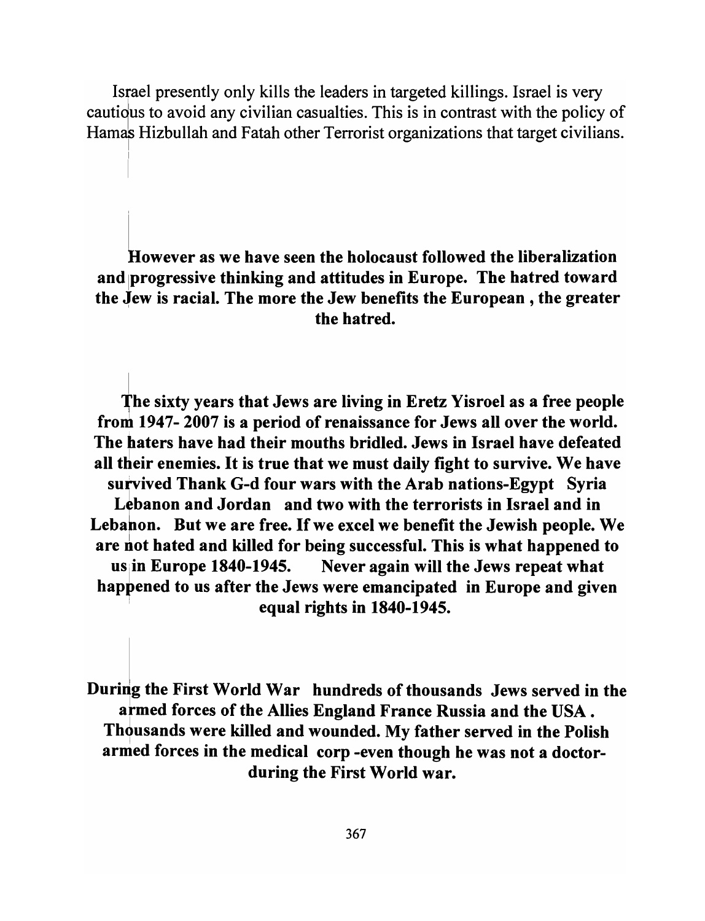Israel presently only kills the leaders in targeted killings. Israel is very cautious to avoid any civilian casualties. This is in contrast with the policy of Hamas Hizbullah and Fatah other Terrorist organizations that target civilians.

**However as we have seen the holocaust followed the liberalization and progressive thinking and attitudes in Europe. The hatred toward the Jew is racial. The more the Jew benefits the European , the greater the hatred.**

**The sixty years that Jews are living in Eretz Yisroel as a free people from 1947- 2007 is a period of renaissance for Jews all over the world. The haters have had their mouths bridled. Jews in Israel have defeated all their enemies. It is true that we must daily fight to survive. We have survived Thank G-d four wars with the Arab nations-Egypt Syria Lebanon and Jordan and two with the terrorists in Israel and in Lebanon. But we are free. If we excel we benefit the Jewish people. We are not hated and killed for being successful. This is what happened to us in Europe 1840-1945. Never again will the Jews repeat what happened to us after the Jews were emancipated in Europe and given equal rights in 1840-1945.**

**During the First World War hundreds of thousands Jews served in the armed forces of the Allies England France Russia and the USA . Thousands were killed and wounded. My father served in the Polish armed forces in the medical corp -even though he was not a doctor- during the First World war.**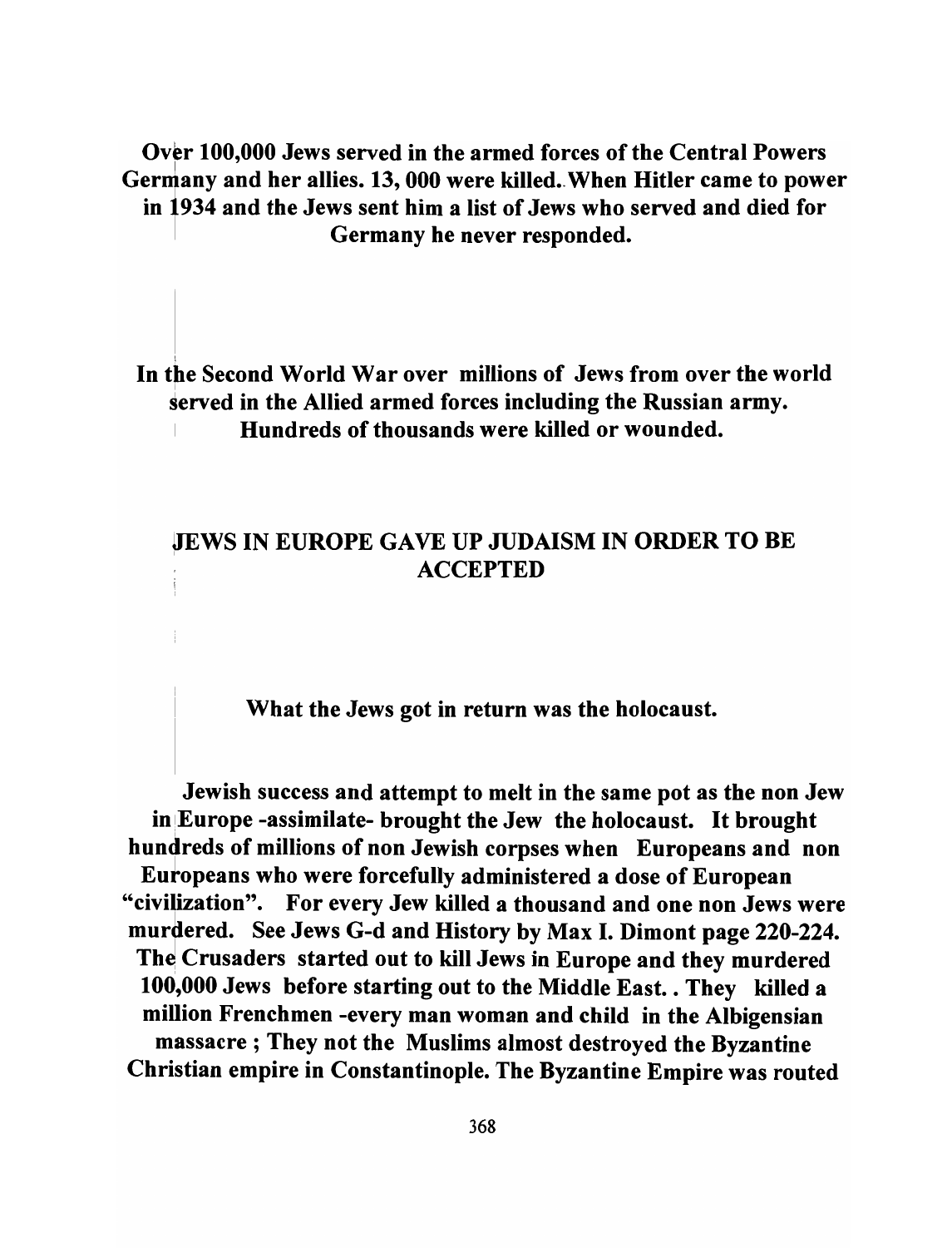**Over 100,000 Jews served in the armed forces of the Central Powers Germany and her allies. 13, 000 were killed. When Hitler came to power in 1934 and the Jews sent him a list of Jews who served and died for Germany he never responded.**

**In the Second World War over millions of Jews from over the world served in the Allied armed forces including the Russian army. Hundreds of thousands were killed or wounded.**

**JEWS IN EUROPE GAVE UP JUDAISM IN ORDER TO BE ACCEPTED**

**What the Jews got in return was the holocaust.**

**Jewish success and attempt to melt in the same pot as the non Jew in Europe -assimilate- brought the Jew the holocaust. It brought hundreds of millions of non Jewish corpses when Europeans and non Europeans who were forcefully administered a dose of European "civilization". For every Jew killed a thousand and one non Jews were murdered. See Jews G-d and History by Max I. Dimont page 220-224. The Crusaders started out to kill Jews in Europe and they murdered 100,000 Jews before starting out to the Middle East. . They killed a million Frenchmen -every man woman and child in the Albigensian massacre ; They not the Muslims almost destroyed the Byzantine Christian empire in Constantinople. The Byzantine Empire was routed**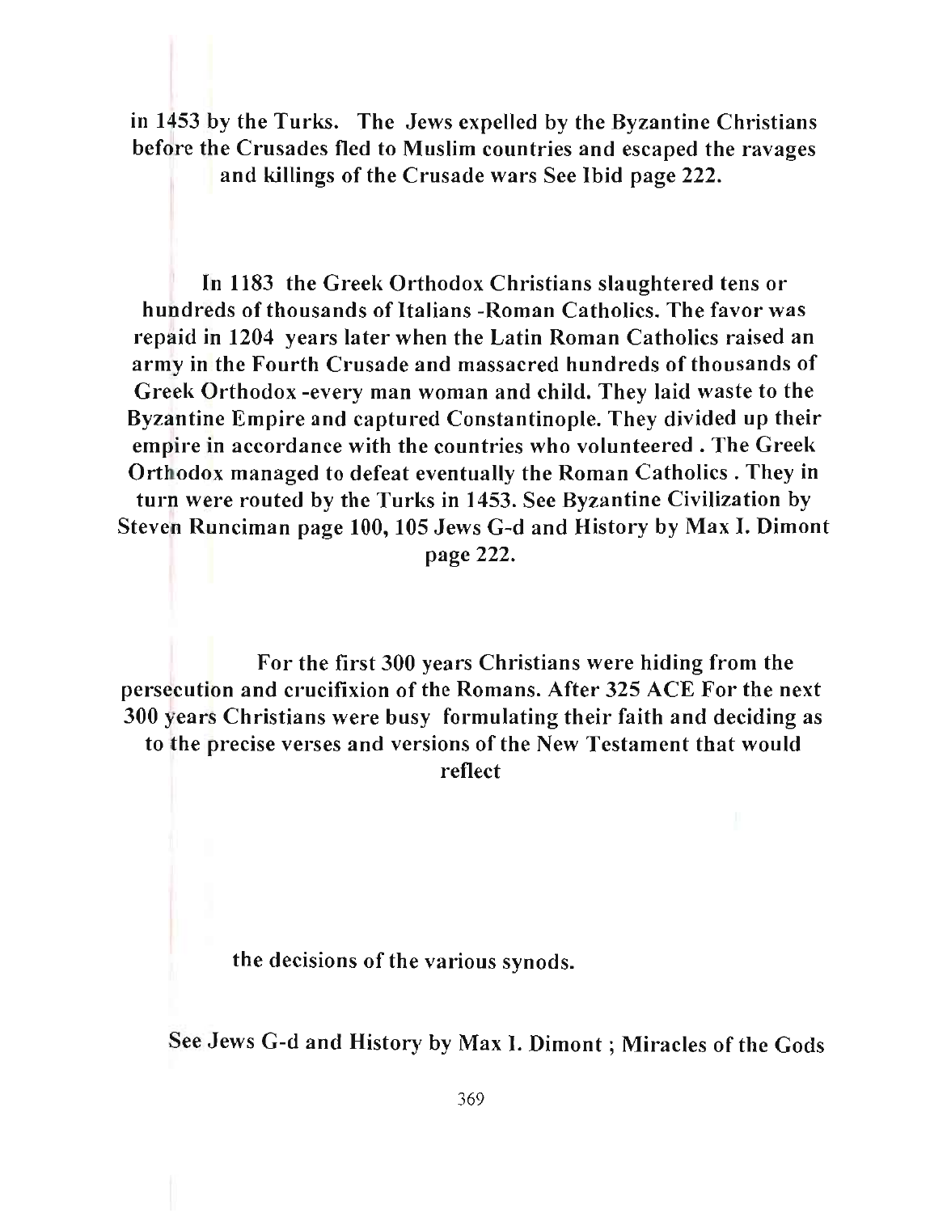**in 1453 by the Turks. The Jews expelled by the Byzantine Christians before the Crusades fled to Muslim countries and escaped the ravages and killings of the Crusade wars See Ibid page 222.**

**In 1183 the Greek Orthodox Christians slaughtered tens or hundreds of thousands of Italians -Roman Catholics. The favor was repaid in 1204 years later when the Latin Roman Catholics raised an army in the Fourth Crusade and massacred hundreds of thousands of Greek Orthodox -every man woman and child. They laid waste to the Byzantine Empire and captured Constantinople. They divided up their empire in accordance with the countries who volunteered . The Greek Orthodox managed to defeat eventually the Roman Catholics . They in turn were routed by the Turks in 1453. See Byzantine Civilization by Steven Runciman page 100, 105 Jews G-d and History by Max I. Dimont page 222.**

**For the first 300 years Christians were hiding from the persecution and crucifixion of the Romans. After 325 ACE For the next 300 years Christians were busy formulating their faith and deciding as to the precise verses and versions of the New Testament that would reflect**

**the decisions of the various synods.**

**See Jews G-d and History by Max I. Dimont ; Miracles of the Gods**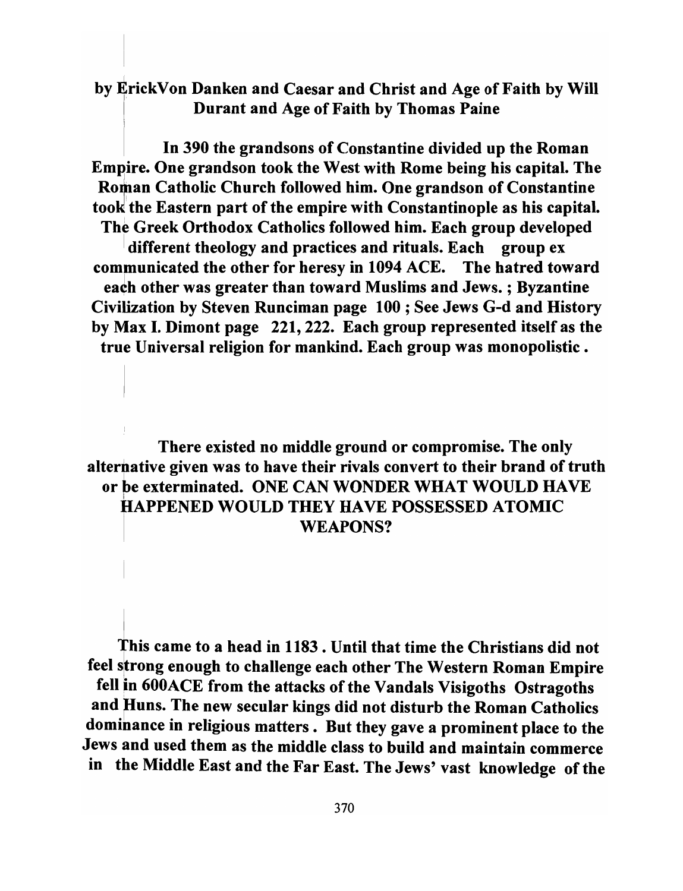**by ErickVon Danken and Caesar and Christ and Age of Faith by Will Durant and Age of Faith by Thomas Paine**

**In 390 the grandsons of Constantine divided up the Roman Empire. One grandson took the West with Rome being his capital. The Roman Catholic Church followed him. One grandson of Constantine took the Eastern part of the empire with Constantinople as his capital. The Greek Orthodox Catholics followed him. Each group developed different theology and practices and rituals. Each group ex communicated the other for heresy in 1094 ACE. The hatred toward each other was greater than toward Muslims and Jews. ; Byzantine Civilization by Steven Runciman page 100 ; See Jews G-d and History by Max I. Dimont page 221, 222. Each group represented itself as the true Universal religion for mankind. Each group was monopolistic .**

**There existed no middle ground or compromise. The only alternative given was to have their rivals convert to their brand of truth or be exterminated. ONE CAN WONDER WHAT WOULD HAVE HAPPENED WOULD THEY HAVE POSSESSED ATOMIC WEAPONS?**

**This came to a head in 1183 . Until that time the Christians did not feel strong enough to challenge each other The Western Roman Empire fell in 600ACE from the attacks of the Vandals Visigoths Ostragoths and Huns. The new secular kings did not disturb the Roman Catholics dominance in religious matters . But they gave a prominent place to the Jews and used them as the middle class to build and maintain commerce in the Middle East and the Far East. The Jews' vast knowledge of the**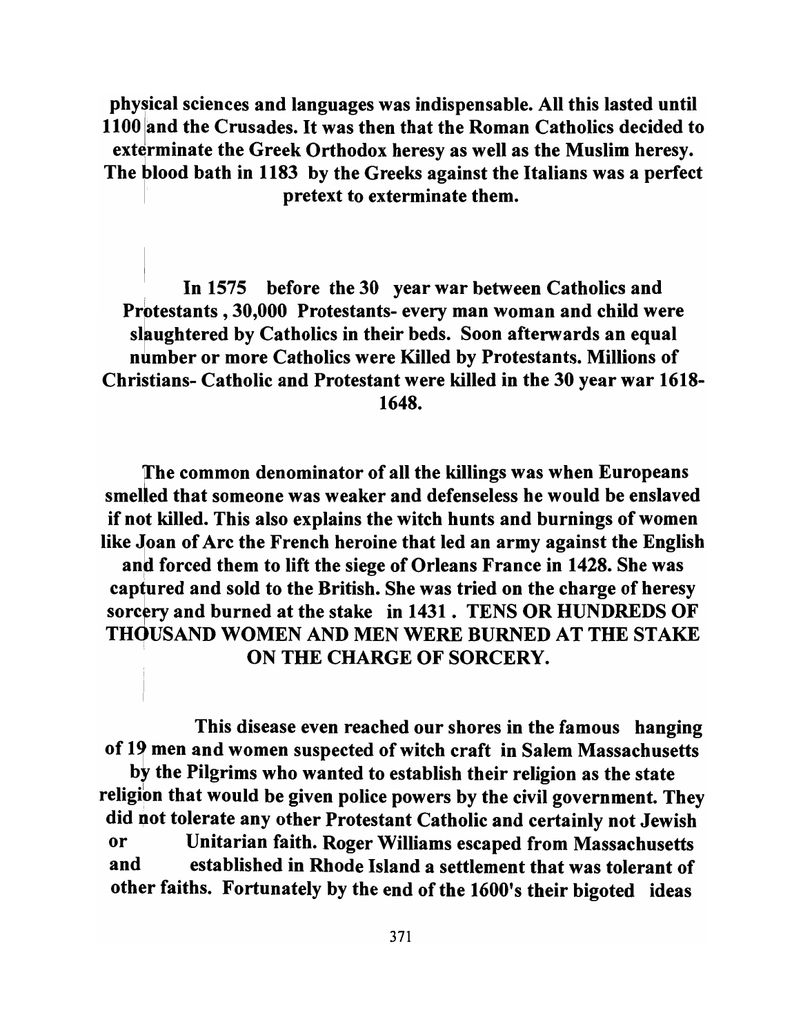**physical sciences and languages was indispensable. All this lasted until 1100 and the Crusades. It was then that the Roman Catholics decided to exterminate the Greek Orthodox heresy as well as the Muslim heresy. The blood bath in 1183 by the Greeks against the Italians was a perfect pretext to exterminate them.**

**In 1575 before the 30 year war between Catholics and Protestants , 30,000 Protestants- every man woman and child were slaughtered by Catholics in their beds. Soon afterwards an equal number or more Catholics were Killed by Protestants. Millions of Christians- Catholic and Protestant were killed in the 30 year war 1618-1648.**

**The common denominator of all the killings was when Europeans smelled that someone was weaker and defenseless he would be enslaved if not killed. This also explains the witch hunts and burnings of women like Joan of Arc the French heroine that led an army against the English and forced them to lift the siege of Orleans France in 1428. She was captured and sold to the British. She was tried on the charge of heresy sorcery and burned at the stake in 1431 . TENS OR HUNDREDS OF THOUSAND WOMEN AND MEN WERE BURNED AT THE STAKE ON THE CHARGE OF SORCERY.**

**This disease even reached our shores in the famous hanging of 19 men and women suspected of witch craft in Salem Massachusetts by the Pilgrims who wanted to establish their religion as the state religion that would be given police powers by the civil government. They did not tolerate any other Protestant Catholic and certainly not Jewish or Unitarian faith. Roger Williams escaped from Massachusetts and established in Rhode Island a settlement that was tolerant of other faiths. Fortunately by the end of the 1600's their bigoted ideas**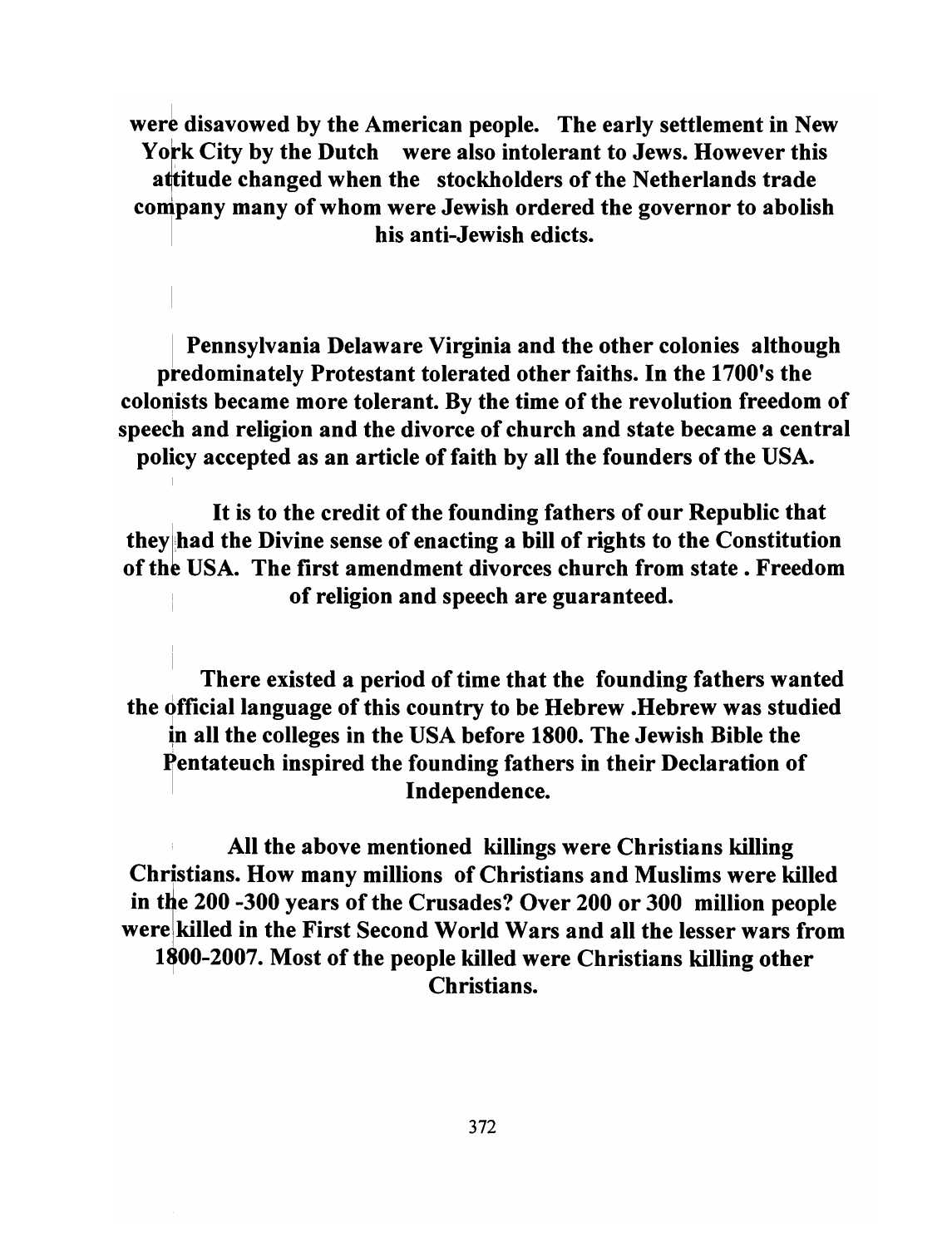**were disavowed by the American people. The early settlement in New York City by the Dutch were also intolerant to Jews. However this attitude changed when the stockholders of the Netherlands trade company many of whom were Jewish ordered the governor to abolish his anti-Jewish edicts.**

**Pennsylvania Delaware Virginia and the other colonies although predominately Protestant tolerated other faiths. In the 1700's the colonists became more tolerant. By the time of the revolution freedom of speech and religion and the divorce of church and state became a central policy accepted as an article of faith by all the founders of the USA.**

**It is to the credit of the founding fathers of our Republic that they had the Divine sense of enacting a bill of rights to the Constitution of the USA. The first amendment divorces church from state . Freedom of religion and speech are guaranteed.**

**There existed a period of time that the founding fathers wanted the official language of this country to be Hebrew .Hebrew was studied in all the colleges in the USA before 1800. The Jewish Bible the Pentateuch inspired the founding fathers in their Declaration of Independence.**

**All the above mentioned killings were Christians killing Christians. How many millions of Christians and Muslims were killed in the 200 -300 years of the Crusades? Over 200 or 300 million people were killed in the First Second World Wars and all the lesser wars from 1800-2007. Most of the people killed were Christians killing other Christians.**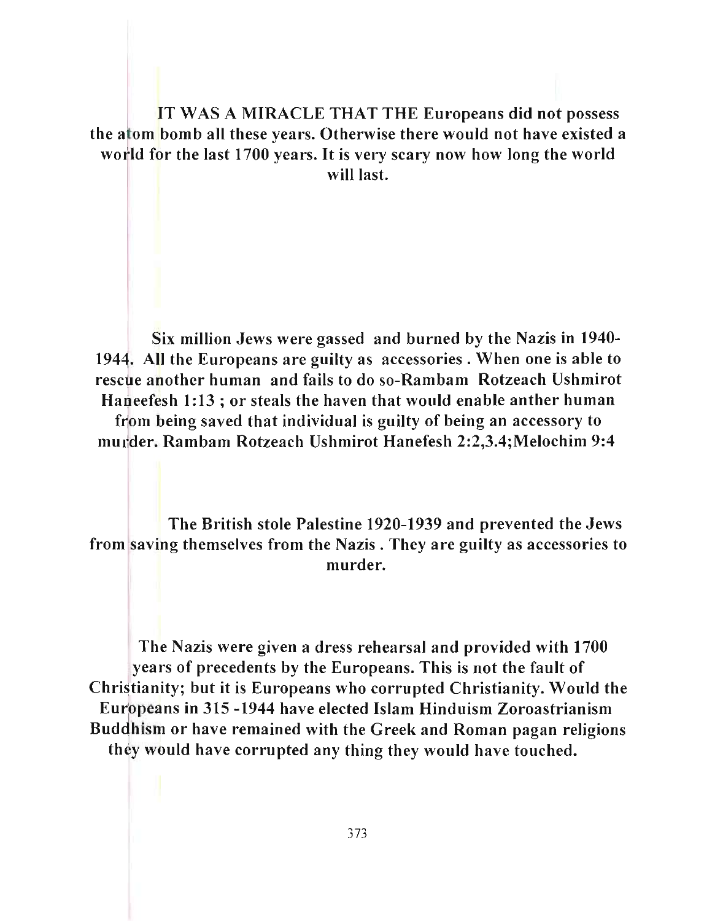**IT WAS A MIRACLE THAT THE Europeans did not possess the atom bomb all these years. Otherwise there would not have existed a world for the last 1700 years. It is very scary now how long the world will last.**

**Six million Jews were gassed and burned by the Nazis in 1940-1944. All the Europeans are guilty as accessories . When one is able to rescue another human and fails to do so-Rambam Rotzeach Ushmirot Haneefesh 1:13 ; or steals the haven that would enable anther human from being saved that individual is guilty of being an accessory to murder. Rambam Rotzeach Ushmirot Hanefesh 2:2,3.4;Melochim 9:4**

**The British stole Palestine 1920-1939 and prevented the Jews from saving themselves from the Nazis . They are guilty as accessories to murder.**

**The Nazis were given a dress rehearsal and provided with 1700 years of precedents by the Europeans. This is not the fault of Christianity; but it is Europeans who corrupted Christianity. Would the Europeans in 315 -1944 have elected Islam Hinduism Zoroastrianism Buddhism or have remained with the Greek and Roman pagan religions they would have corrupted any thing they would have touched.**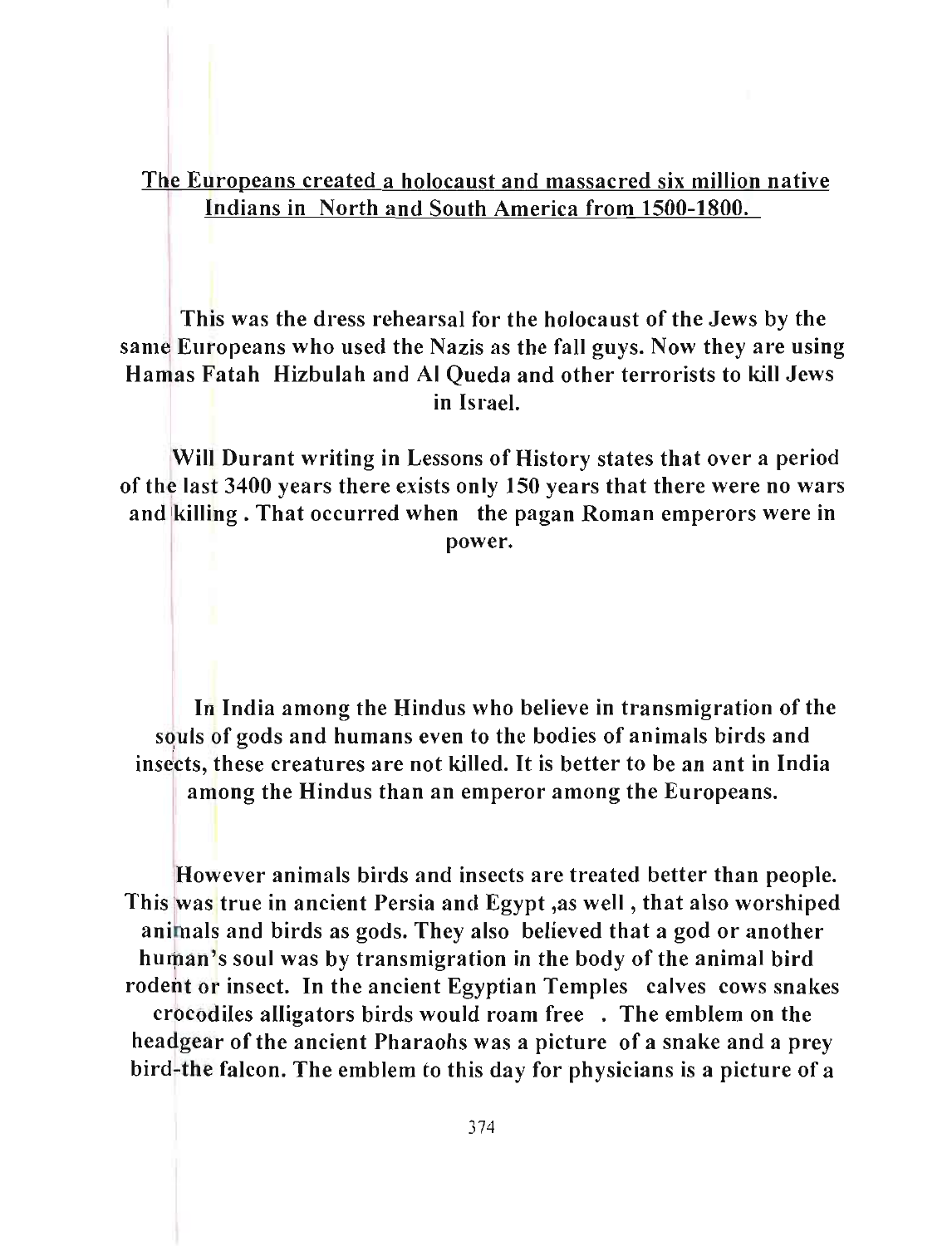**<u>The Europeans created a holocaust and massacred six million native Indians in North and South America from 1500-1800.</u>**

**This was the dress rehearsal for the holocaust of the Jews by the same Europeans who used the Nazis as the fall guys. Now they are using Hamas Fatah Hizbulah and Al Queda and other terrorists to kill Jews in Israel.**

**Will Durant writing in Lessons of History states that over a period of the last 3400 years there exists only 150 years that there were no wars and killing . That occurred when the pagan Roman emperors were in power.**

**In India among the Hindus who believe in transmigration of the souls of gods and humans even to the bodies of animals birds and insects, these creatures are not killed. It is better to be an ant in India among the Hindus than an emperor among the Europeans.**

**However animals birds and insects are treated better than people. This was true in ancient Persia and Egypt ,as well , that also worshiped animals and birds as gods. They also believed that a god or another human's soul was by transmigration in the body of the animal bird rodent or insect. In the ancient Egyptian Temples calves cows snakes crocodiles alligators birds would roam free . The emblem on the headgear of the ancient Pharaohs was a picture of a snake and a prey bird-the falcon. The emblem to this day for physicians is a picture of a**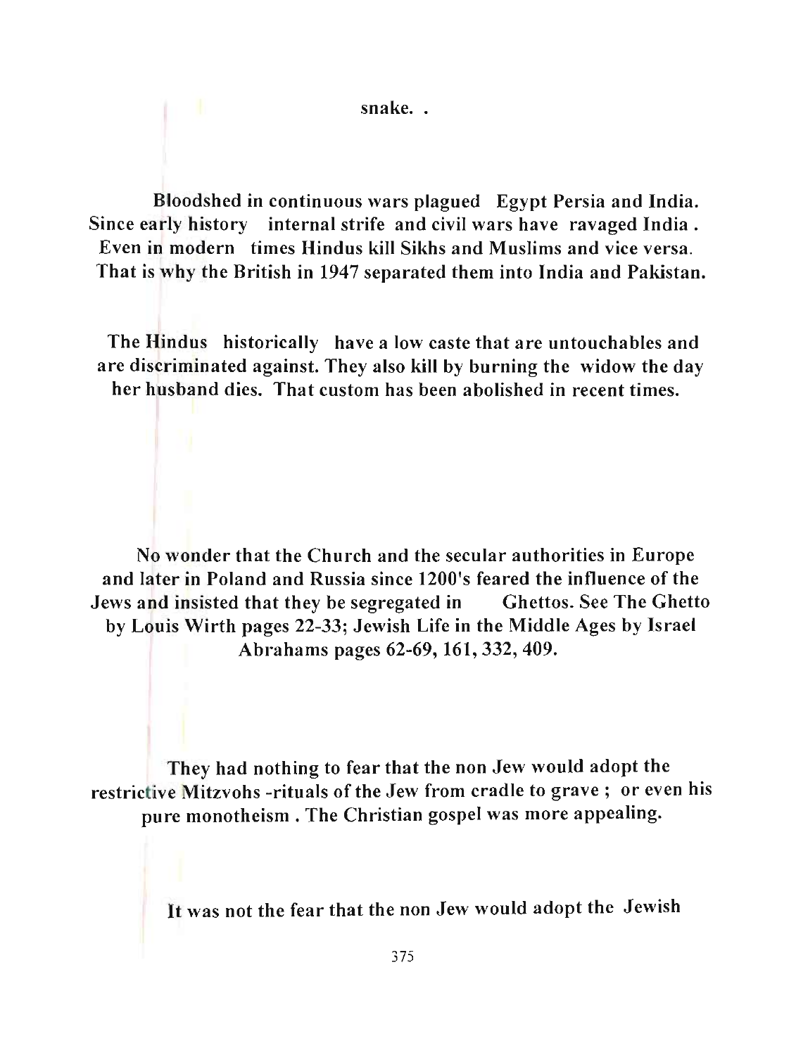snake. .

Bloodshed in continuous wars plagued Egypt Persia and India. Since early history internal strife and civil wars have ravaged India . Even in modern times Hindus kill Sikhs and Muslims and vice versa. That is why the British in 1947 separated them into India and Pakistan.

The Hindus historically have a low caste that are untouchables and are discriminated against. They also kill by burning the widow the day her husband dies. That custom has been abolished in recent times.

No wonder that the Church and the secular authorities in Europe and later in Poland and Russia since 1200's feared the influence of the Jews and insisted that they be segregated in Ghettos. See The Ghetto by Louis Wirth pages 22-33; Jewish Life in the Middle Ages by Israel Abrahams pages 62-69, 161, 332, 409.

They had nothing to fear that the non Jew would adopt the restrictive Mitzvohs -rituals of the Jew from cradle to grave ; or even his pure monotheism . The Christian gospel was more appealing.

It was not the fear that the non Jew would adopt the Jewish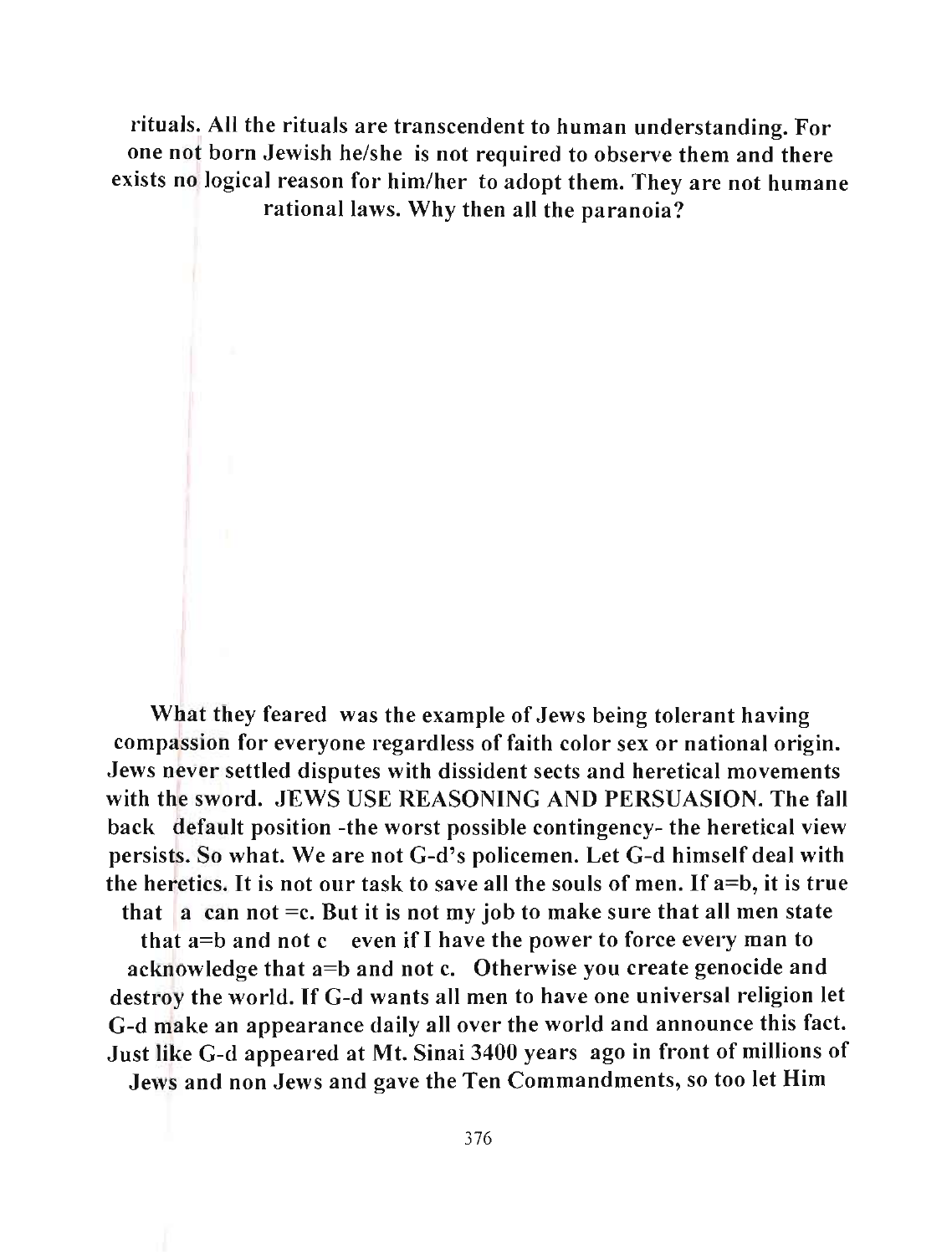rituals. All the rituals are transcendent to human understanding. For one not born Jewish he/she is not required to observe them and there exists no logical reason for him/her to adopt them. They are not humane rational laws. Why then all the paranoia?

What they feared was the example of Jews being tolerant having compassion for everyone regardless of faith color sex or national origin. Jews never settled disputes with dissident sects and heretical movements with the sword. JEWS USE REASONING AND PERSUASION. The fall back default position -the worst possible contingency- the heretical view persists. So what. We are not G-d's policemen. Let G-d himself deal with the heretics. It is not our task to save all the souls of men. If a=b, it is true that a can not =c. But it is not my job to make sure that all men state that a=b and not c even if I have the power to force every man to acknowledge that a=b and not c. Otherwise you create genocide and destroy the world. If G-d wants all men to have one universal religion let G-d make an appearance daily all over the world and announce this fact. Just like G-d appeared at Mt. Sinai 3400 years ago in front of millions of Jews and non Jews and gave the Ten Commandments, so too let Him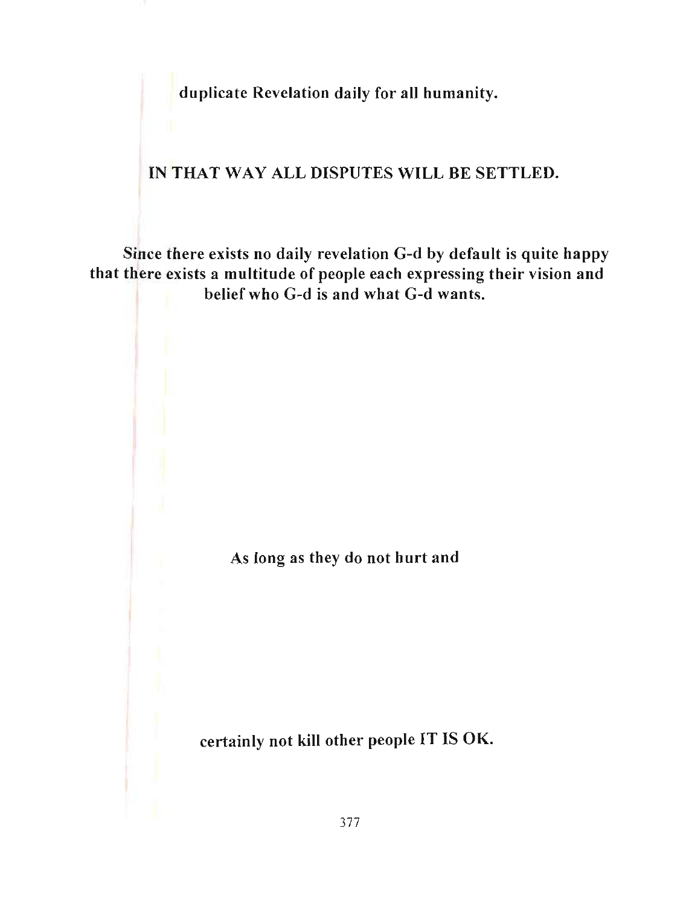**duplicate Revelation daily for all humanity.**

**IN THAT WAY ALL DISPUTES WILL BE SETTLED.**

**Since there exists no daily revelation G-d by default is quite happy that there exists a multitude of people each expressing their vision and belief who G-d is and what G-d wants.**

**As long as they do not hurt and**

**certainly not kill other people IT IS OK.**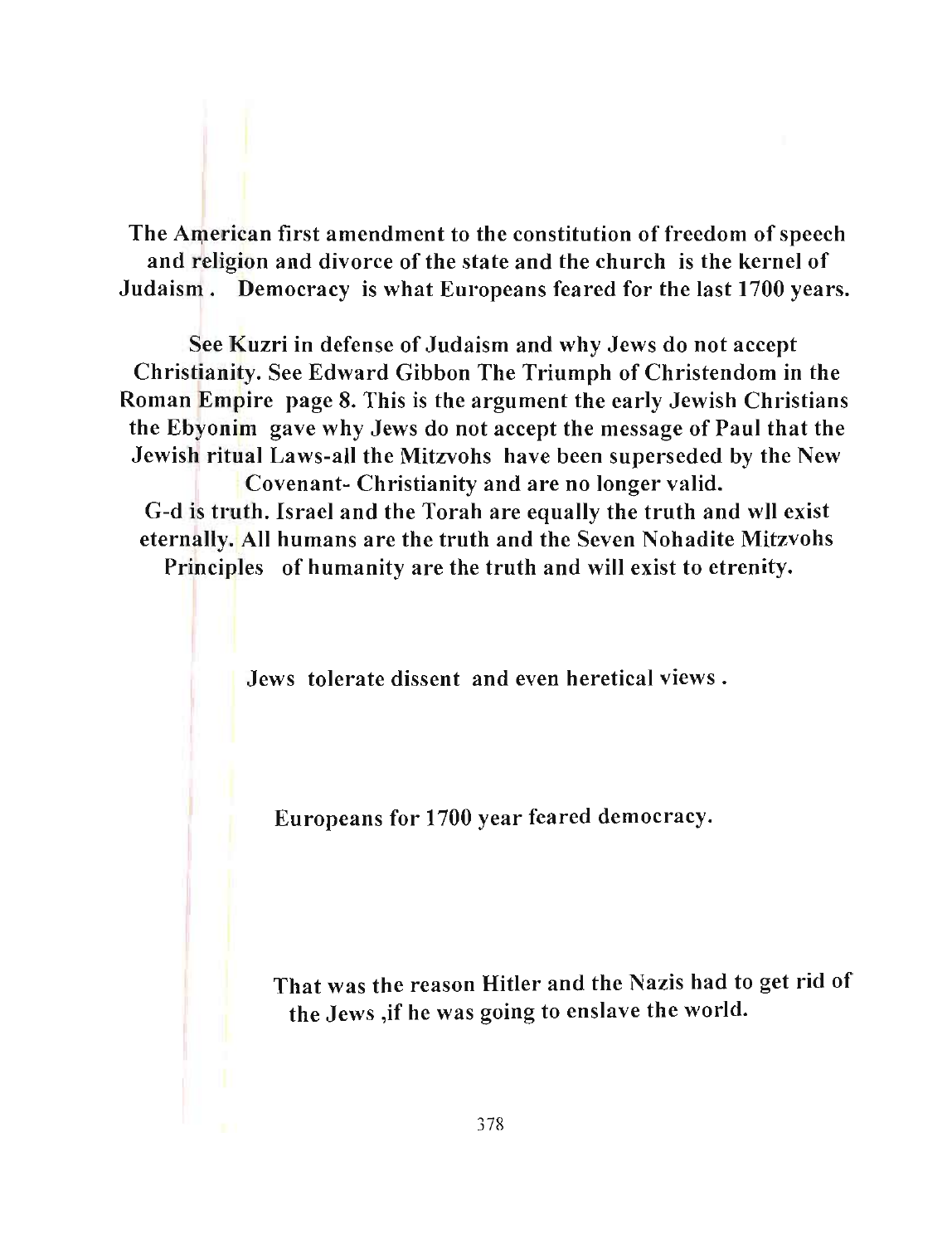**The American first amendment to the constitution of freedom of speech and religion and divorce of the state and the church is the kernel of Judaism . Democracy is what Europeans feared for the last 1700 years.**

**See Kuzri in defense of Judaism and why Jews do not accept Christianity. See Edward Gibbon The Triumph of Christendom in the Roman Empire page 8. This is the argument the early Jewish Christians the Ebyonim gave why Jews do not accept the message of Paul that the Jewish ritual Laws-all the Mitzvohs have been superseded by the New Covenant- Christianity and are no longer valid.**
**G-d is truth. Israel and the Torah are equally the truth and wll exist eternally. All humans are the truth and the Seven Nohadite Mitzvohs Principles of humanity are the truth and will exist to etrenity.**

**Jews tolerate dissent and even heretical views .**

**Europeans for 1700 year feared democracy.**

**That was the reason Hitler and the Nazis had to get rid of the Jews ,if he was going to enslave the world.**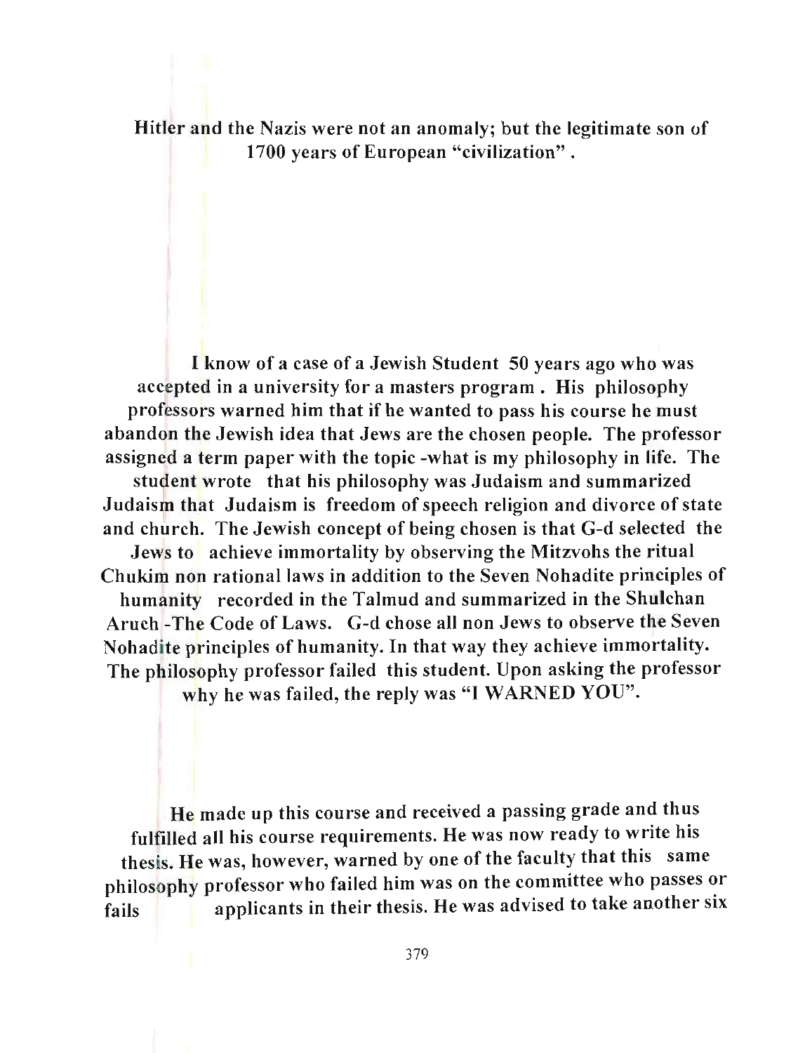**Hitler and the Nazis were not an anomaly; but the legitimate son of 1700 years of European "civilization" .**

**I know of a case of a Jewish Student 50 years ago who was accepted in a university for a masters program . His philosophy professors warned him that if he wanted to pass his course he must abandon the Jewish idea that Jews are the chosen people. The professor assigned a term paper with the topic -what is my philosophy in life. The student wrote that his philosophy was Judaism and summarized Judaism that Judaism is freedom of speech religion and divorce of state and church. The Jewish concept of being chosen is that G-d selected the Jews to achieve immortality by observing the Mitzvohs the ritual Chukim non rational laws in addition to the Seven Nohadite principles of humanity recorded in the Talmud and summarized in the Shulchan Aruch -The Code of Laws. G-d chose all non Jews to observe the Seven Nohadite principles of humanity. In that way they achieve immortality. The philosophy professor failed this student. Upon asking the professor why he was failed, the reply was "I WARNED YOU".**

**He made up this course and received a passing grade and thus fulfilled all his course requirements. He was now ready to write his thesis. He was, however, warned by one of the faculty that this same philosophy professor who failed him was on the committee who passes or fails applicants in their thesis. He was advised to take another six**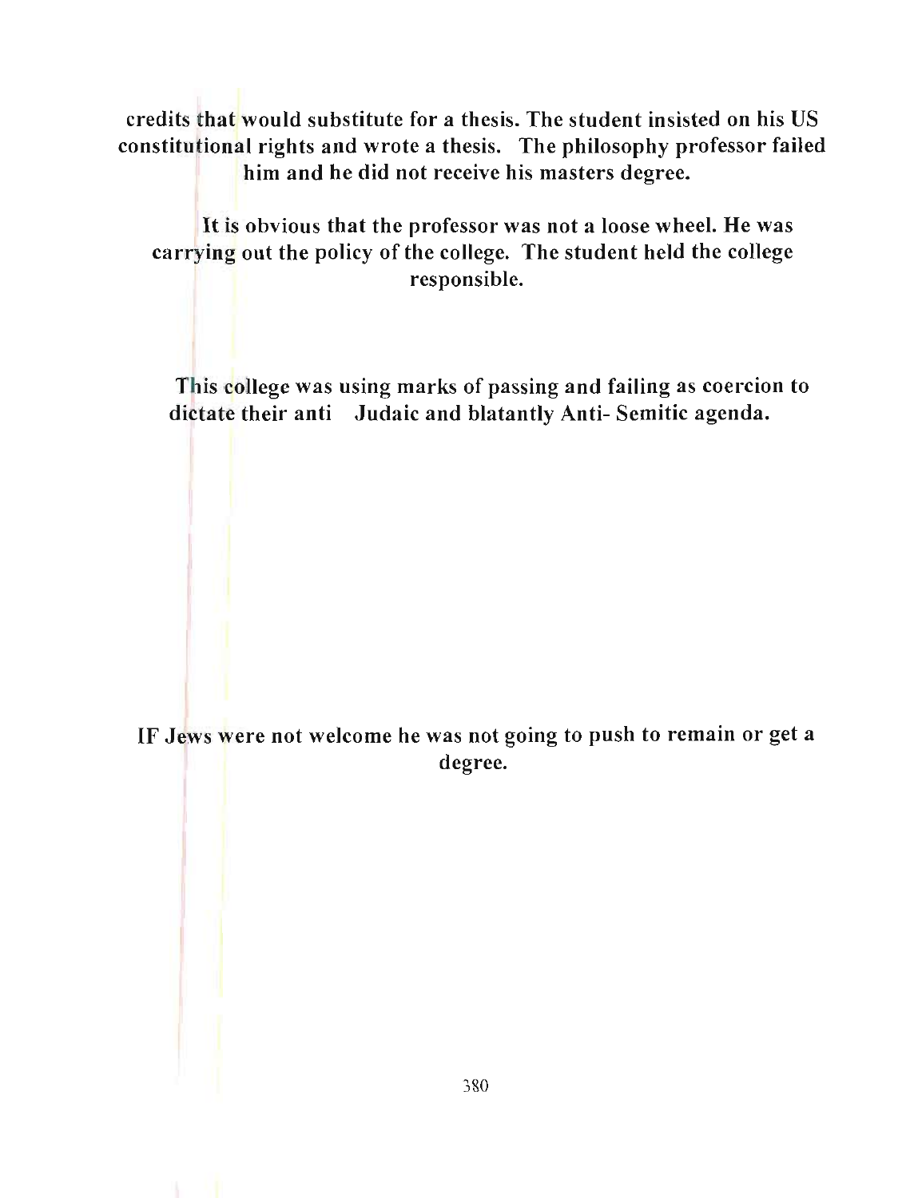**credits that would substitute for a thesis. The student insisted on his US constitutional rights and wrote a thesis. The philosophy professor failed him and he did not receive his masters degree.**

**It is obvious that the professor was not a loose wheel. He was carrying out the policy of the college. The student held the college responsible.**

**This college was using marks of passing and failing as coercion to dictate their anti Judaic and blatantly Anti- Semitic agenda.**

**IF Jews were not welcome he was not going to push to remain or get a degree.**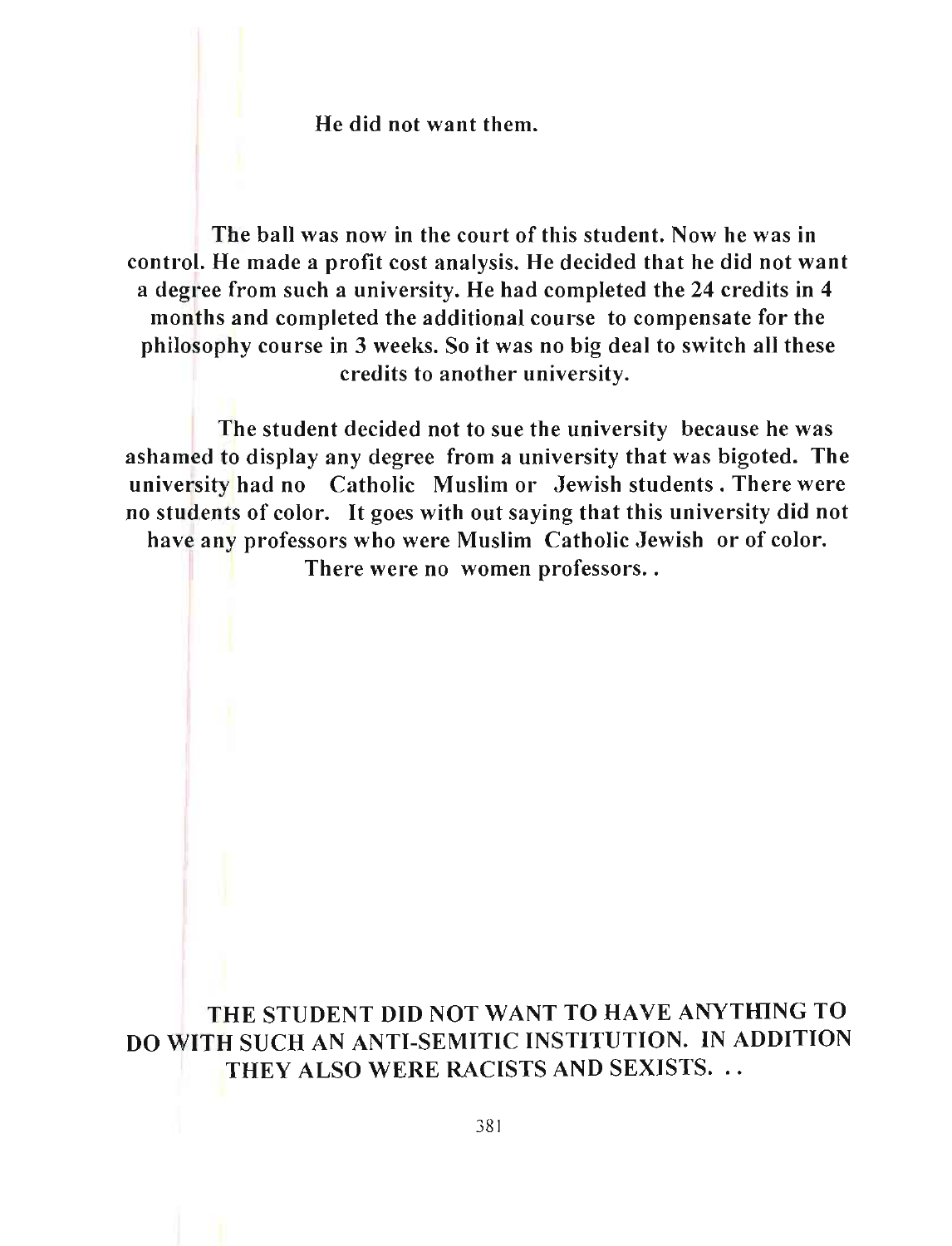**He did not want them.**

**The ball was now in the court of this student. Now he was in control. He made a profit cost analysis. He decided that he did not want a degree from such a university. He had completed the 24 credits in 4 months and completed the additional course to compensate for the philosophy course in 3 weeks. So it was no big deal to switch all these credits to another university.**

**The student decided not to sue the university because he was ashamed to display any degree from a university that was bigoted. The university had no Catholic Muslim or Jewish students . There were no students of color. It goes with out saying that this university did not have any professors who were Muslim Catholic Jewish or of color. There were no women professors. .**

**THE STUDENT DID NOT WANT TO HAVE ANYTHING TO DO WITH SUCH AN ANTI-SEMITIC INSTITUTION. IN ADDITION THEY ALSO WERE RACISTS AND SEXISTS. . .**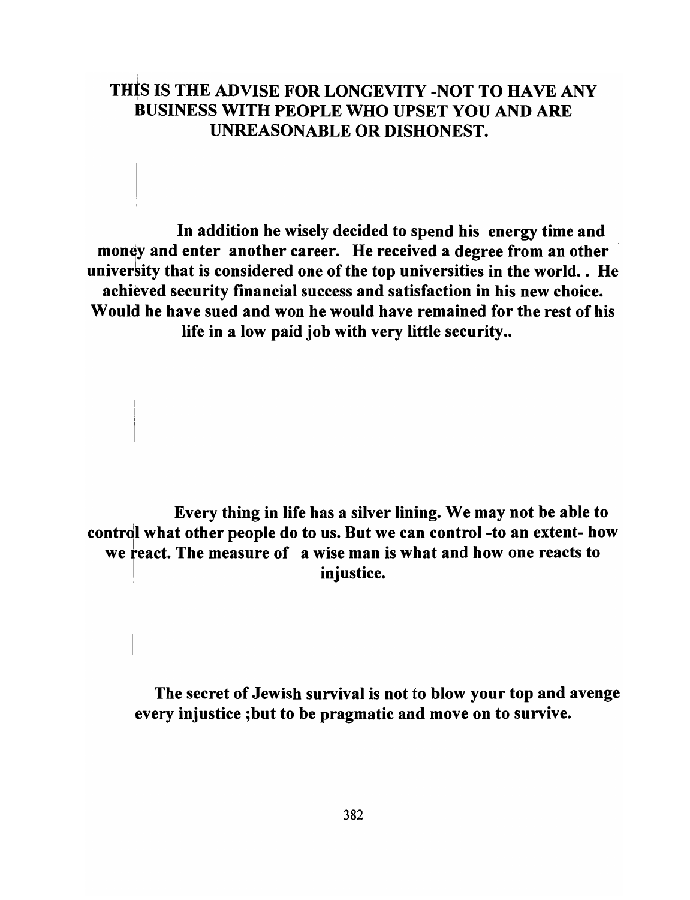**THIS IS THE ADVISE FOR LONGEVITY -NOT TO HAVE ANY BUSINESS WITH PEOPLE WHO UPSET YOU AND ARE UNREASONABLE OR DISHONEST.**

**In addition he wisely decided to spend his energy time and money and enter another career. He received a degree from an other university that is considered one of the top universities in the world.. He achieved security financial success and satisfaction in his new choice. Would he have sued and won he would have remained for the rest of his life in a low paid job with very little security..**

**Every thing in life has a silver lining. We may not be able to control what other people do to us. But we can control -to an extent- how we react. The measure of a wise man is what and how one reacts to injustice.**

**The secret of Jewish survival is not to blow your top and avenge every injustice ;but to be pragmatic and move on to survive.**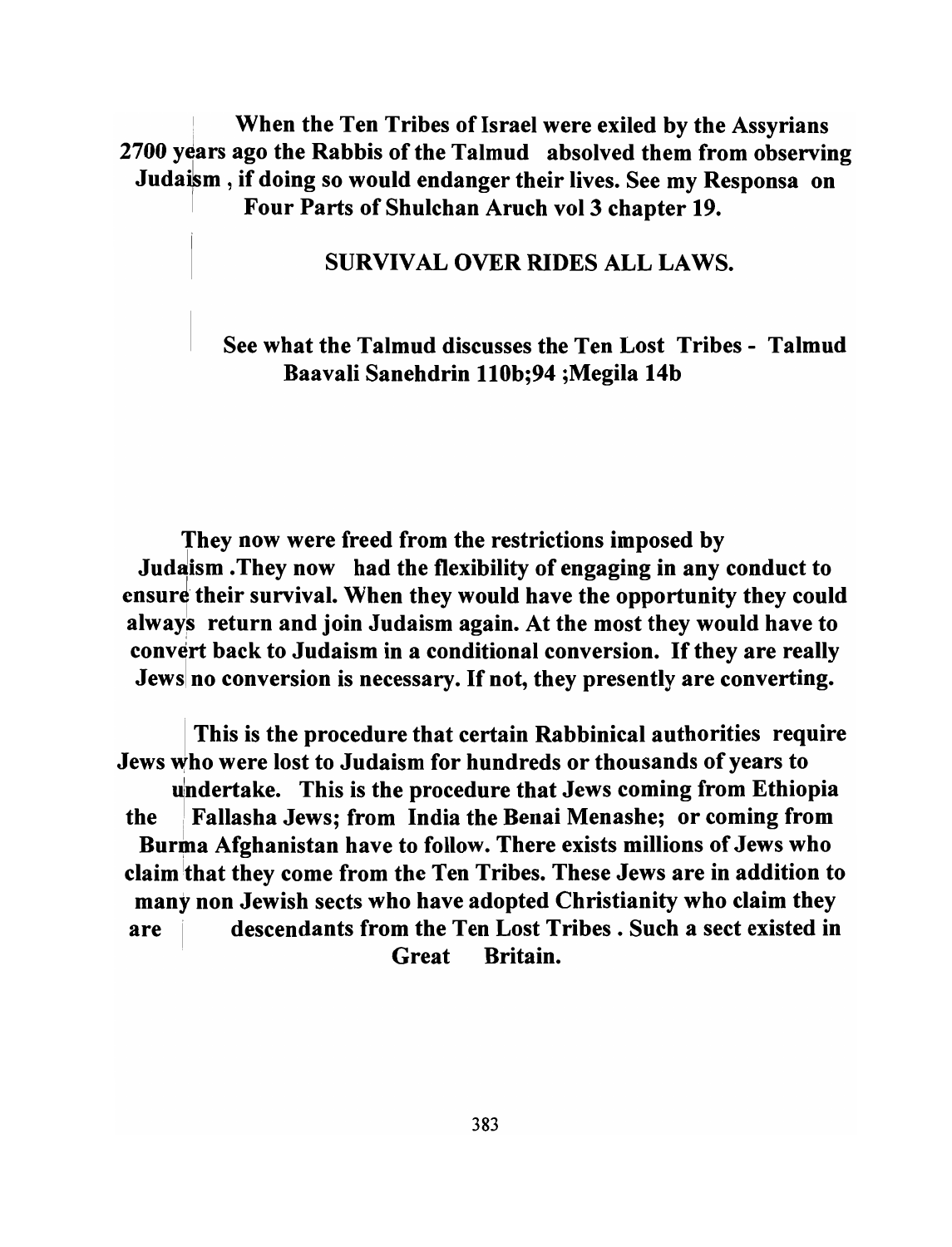**When the Ten Tribes of Israel were exiled by the Assyrians 2700 years ago the Rabbis of the Talmud absolved them from observing Judaism , if doing so would endanger their lives. See my Responsa on Four Parts of Shulchan Aruch vol 3 chapter 19.**

**SURVIVAL OVER RIDES ALL LAWS.**

**See what the Talmud discusses the Ten Lost Tribes - Talmud Baavali Sanehdrin 110b;94 ;Megila 14b**

**They now were freed from the restrictions imposed by Judaism .They now had the flexibility of engaging in any conduct to ensure their survival. When they would have the opportunity they could always return and join Judaism again. At the most they would have to convert back to Judaism in a conditional conversion. If they are really Jews no conversion is necessary. If not, they presently are converting.**

**This is the procedure that certain Rabbinical authorities require Jews who were lost to Judaism for hundreds or thousands of years to undertake. This is the procedure that Jews coming from Ethiopia the Fallasha Jews; from India the Benai Menashe; or coming from Burma Afghanistan have to follow. There exists millions of Jews who claim that they come from the Ten Tribes. These Jews are in addition to many non Jewish sects who have adopted Christianity who claim they are descendants from the Ten Lost Tribes . Such a sect existed in Great Britain.**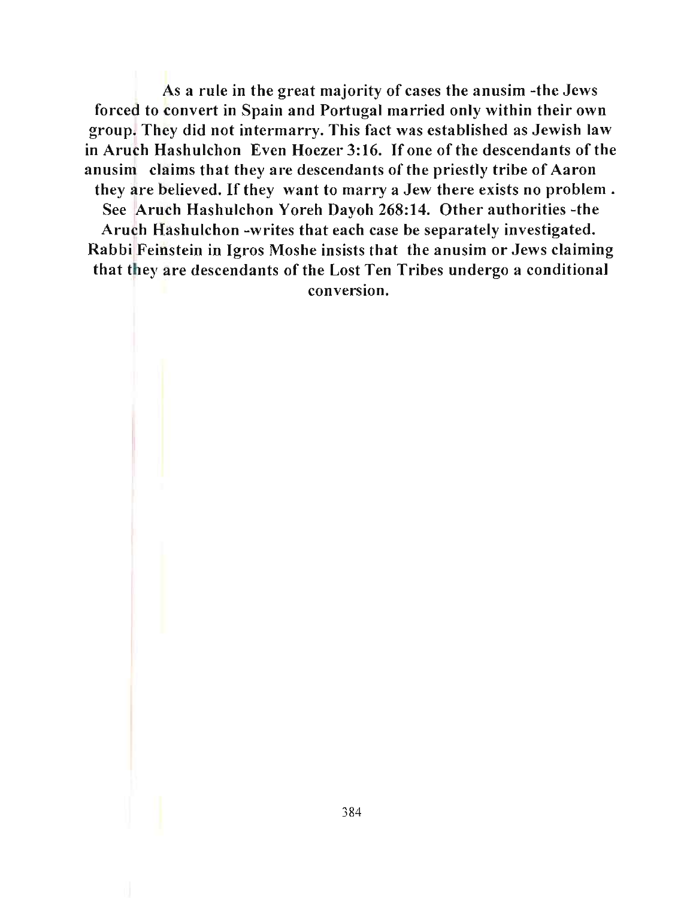**As a rule in the great majority of cases the anusim -the Jews forced to convert in Spain and Portugal married only within their own group. They did not intermarry. This fact was established as Jewish law in Aruch Hashulchon Even Hoezer 3:16. If one of the descendants of the anusim claims that they are descendants of the priestly tribe of Aaron they are believed. If they want to marry a Jew there exists no problem . See Aruch Hashulchon Yoreh Dayoh 268:14. Other authorities -the Aruch Hashulchon -writes that each case be separately investigated. Rabbi Feinstein in Igros Moshe insists that the anusim or Jews claiming that they are descendants of the Lost Ten Tribes undergo a conditional conversion.**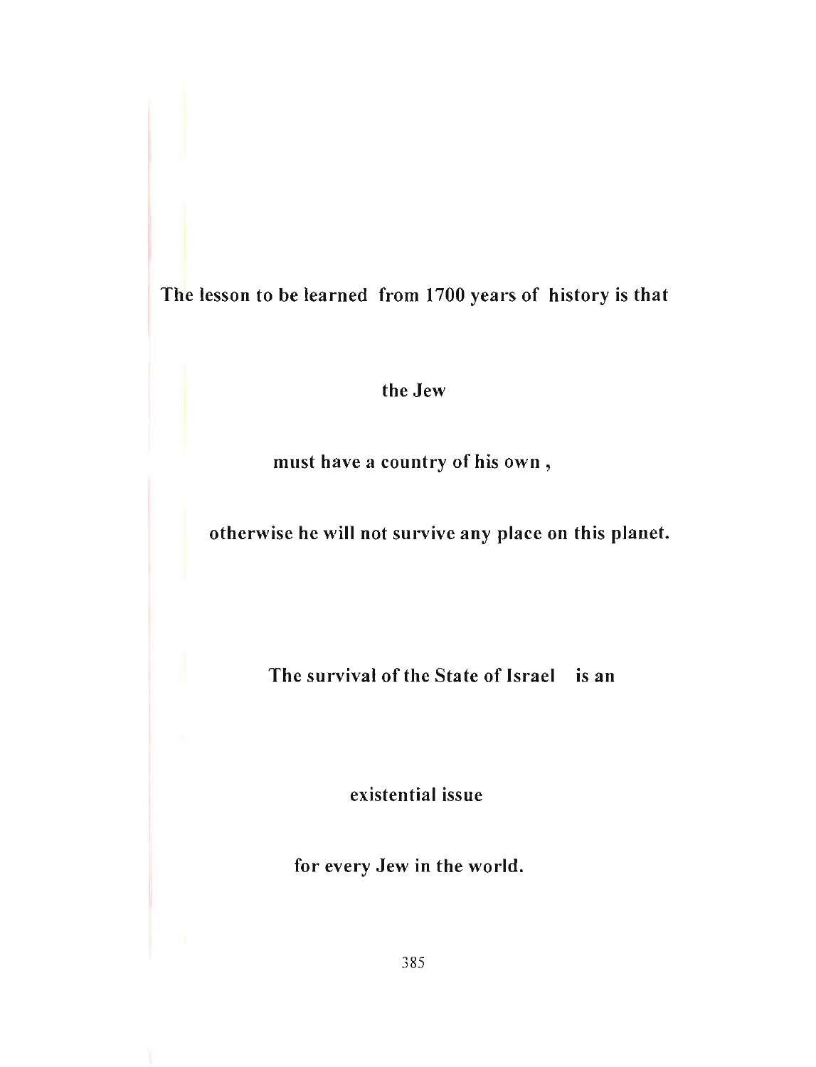**The lesson to be learned from 1700 years of history is that**

**the Jew**

**must have a country of his own ,**

**otherwise he will not survive any place on this planet.**

**The survival of the State of Israel is an**

**existential issue**

**for every Jew in the world.**